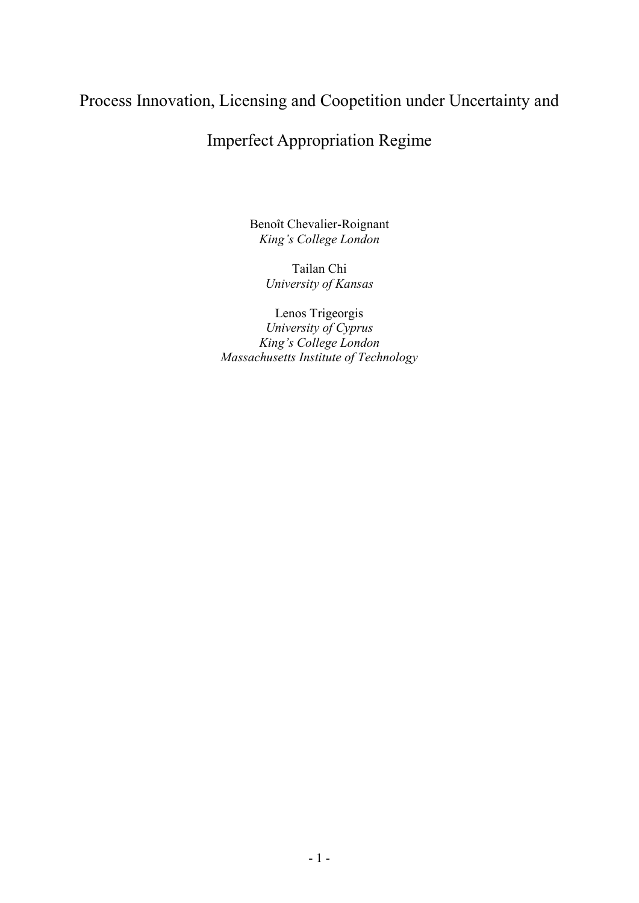# Process Innovation, Licensing and Coopetition under Uncertainty and Imperfect Appropriation Regime

Benoît Chevalier-Roignant
*King's College London*

Tailan Chi
*University of Kansas*

Lenos Trigeorgis
*University of Cyprus*
*King's College London*
*Massachusetts Institute of Technology*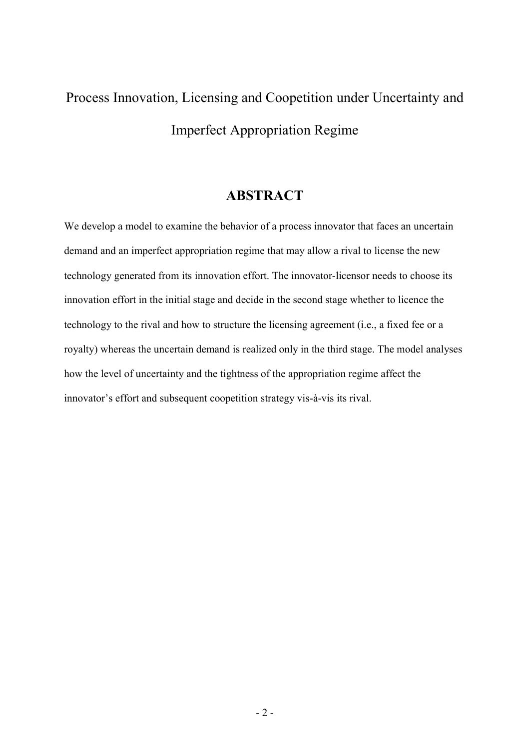# Process Innovation, Licensing and Coopetition under Uncertainty and Imperfect Appropriation Regime

## ABSTRACT

We develop a model to examine the behavior of a process innovator that faces an uncertain demand and an imperfect appropriation regime that may allow a rival to license the new technology generated from its innovation effort. The innovator-licensor needs to choose its innovation effort in the initial stage and decide in the second stage whether to licence the technology to the rival and how to structure the licensing agreement (i.e., a fixed fee or a royalty) whereas the uncertain demand is realized only in the third stage. The model analyses how the level of uncertainty and the tightness of the appropriation regime affect the innovator's effort and subsequent coopetition strategy vis-à-vis its rival.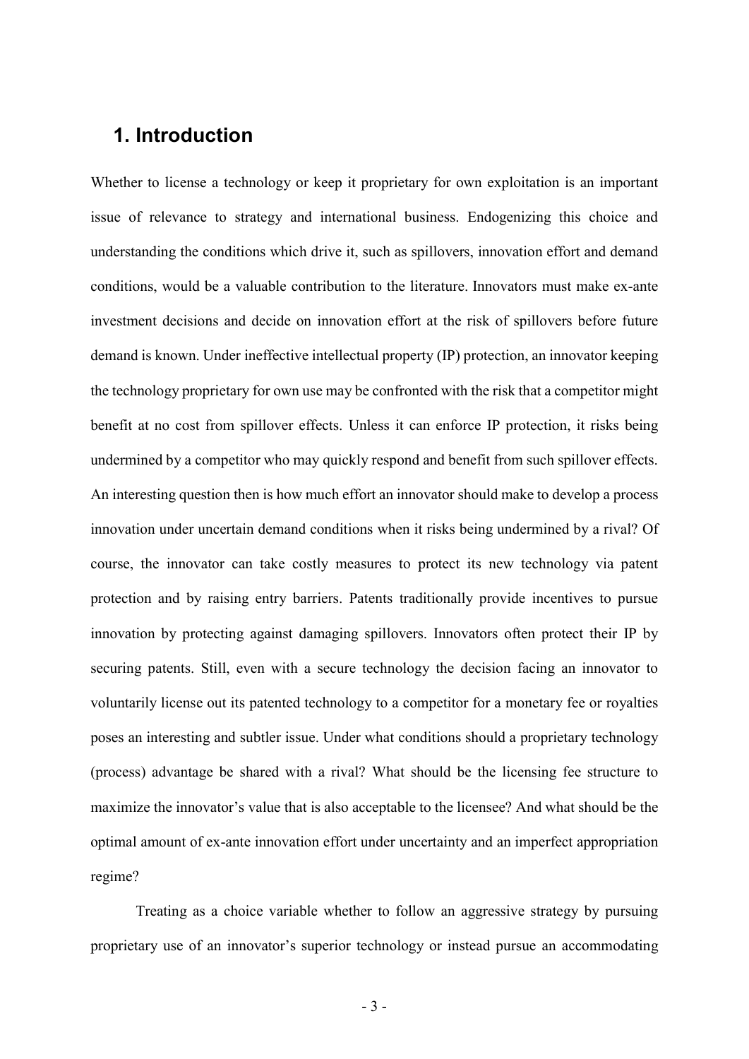# 1. Introduction

Whether to license a technology or keep it proprietary for own exploitation is an important issue of relevance to strategy and international business. Endogenizing this choice and understanding the conditions which drive it, such as spillovers, innovation effort and demand conditions, would be a valuable contribution to the literature. Innovators must make ex-ante investment decisions and decide on innovation effort at the risk of spillovers before future demand is known. Under ineffective intellectual property (IP) protection, an innovator keeping the technology proprietary for own use may be confronted with the risk that a competitor might benefit at no cost from spillover effects. Unless it can enforce IP protection, it risks being undermined by a competitor who may quickly respond and benefit from such spillover effects. An interesting question then is how much effort an innovator should make to develop a process innovation under uncertain demand conditions when it risks being undermined by a rival? Of course, the innovator can take costly measures to protect its new technology via patent protection and by raising entry barriers. Patents traditionally provide incentives to pursue innovation by protecting against damaging spillovers. Innovators often protect their IP by securing patents. Still, even with a secure technology the decision facing an innovator to voluntarily license out its patented technology to a competitor for a monetary fee or royalties poses an interesting and subtler issue. Under what conditions should a proprietary technology (process) advantage be shared with a rival? What should be the licensing fee structure to maximize the innovator's value that is also acceptable to the licensee? And what should be the optimal amount of ex-ante innovation effort under uncertainty and an imperfect appropriation regime?

Treating as a choice variable whether to follow an aggressive strategy by pursuing proprietary use of an innovator's superior technology or instead pursue an accommodating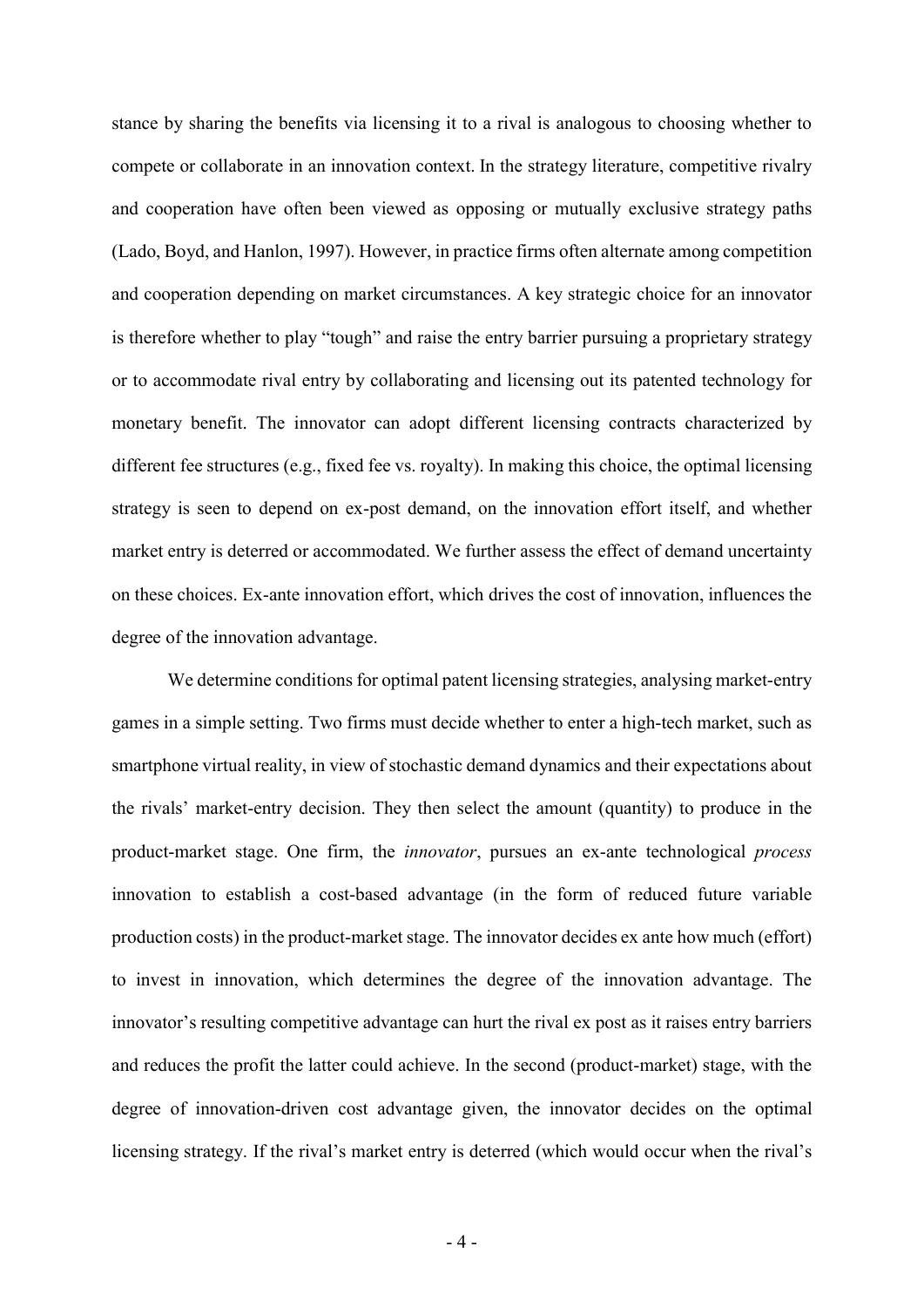stance by sharing the benefits via licensing it to a rival is analogous to choosing whether to compete or collaborate in an innovation context. In the strategy literature, competitive rivalry and cooperation have often been viewed as opposing or mutually exclusive strategy paths (Lado, Boyd, and Hanlon, 1997). However, in practice firms often alternate among competition and cooperation depending on market circumstances. A key strategic choice for an innovator is therefore whether to play "tough" and raise the entry barrier pursuing a proprietary strategy or to accommodate rival entry by collaborating and licensing out its patented technology for monetary benefit. The innovator can adopt different licensing contracts characterized by different fee structures (e.g., fixed fee vs. royalty). In making this choice, the optimal licensing strategy is seen to depend on ex-post demand, on the innovation effort itself, and whether market entry is deterred or accommodated. We further assess the effect of demand uncertainty on these choices. Ex-ante innovation effort, which drives the cost of innovation, influences the degree of the innovation advantage.

We determine conditions for optimal patent licensing strategies, analysing market-entry games in a simple setting. Two firms must decide whether to enter a high-tech market, such as smartphone virtual reality, in view of stochastic demand dynamics and their expectations about the rivals' market-entry decision. They then select the amount (quantity) to produce in the product-market stage. One firm, the *innovator*, pursues an ex-ante technological *process* innovation to establish a cost-based advantage (in the form of reduced future variable production costs) in the product-market stage. The innovator decides ex ante how much (effort) to invest in innovation, which determines the degree of the innovation advantage. The innovator's resulting competitive advantage can hurt the rival ex post as it raises entry barriers and reduces the profit the latter could achieve. In the second (product-market) stage, with the degree of innovation-driven cost advantage given, the innovator decides on the optimal licensing strategy. If the rival's market entry is deterred (which would occur when the rival's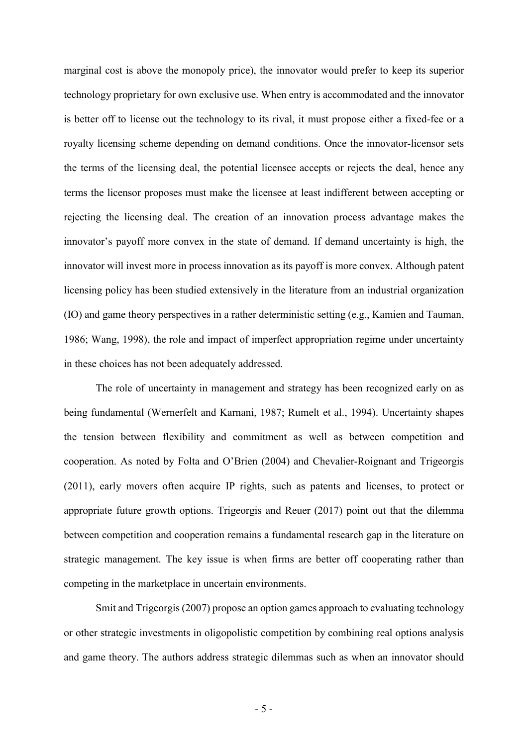marginal cost is above the monopoly price), the innovator would prefer to keep its superior technology proprietary for own exclusive use. When entry is accommodated and the innovator is better off to license out the technology to its rival, it must propose either a fixed-fee or a royalty licensing scheme depending on demand conditions. Once the innovator-licensor sets the terms of the licensing deal, the potential licensee accepts or rejects the deal, hence any terms the licensor proposes must make the licensee at least indifferent between accepting or rejecting the licensing deal. The creation of an innovation process advantage makes the innovator's payoff more convex in the state of demand. If demand uncertainty is high, the innovator will invest more in process innovation as its payoff is more convex. Although patent licensing policy has been studied extensively in the literature from an industrial organization (IO) and game theory perspectives in a rather deterministic setting (e.g., Kamien and Tauman, 1986; Wang, 1998), the role and impact of imperfect appropriation regime under uncertainty in these choices has not been adequately addressed.

The role of uncertainty in management and strategy has been recognized early on as being fundamental (Wernerfelt and Karnani, 1987; Rumelt et al., 1994). Uncertainty shapes the tension between flexibility and commitment as well as between competition and cooperation. As noted by Folta and O'Brien (2004) and Chevalier-Roignant and Trigeorgis (2011), early movers often acquire IP rights, such as patents and licenses, to protect or appropriate future growth options. Trigeorgis and Reuer (2017) point out that the dilemma between competition and cooperation remains a fundamental research gap in the literature on strategic management. The key issue is when firms are better off cooperating rather than competing in the marketplace in uncertain environments.

Smit and Trigeorgis (2007) propose an option games approach to evaluating technology or other strategic investments in oligopolistic competition by combining real options analysis and game theory. The authors address strategic dilemmas such as when an innovator should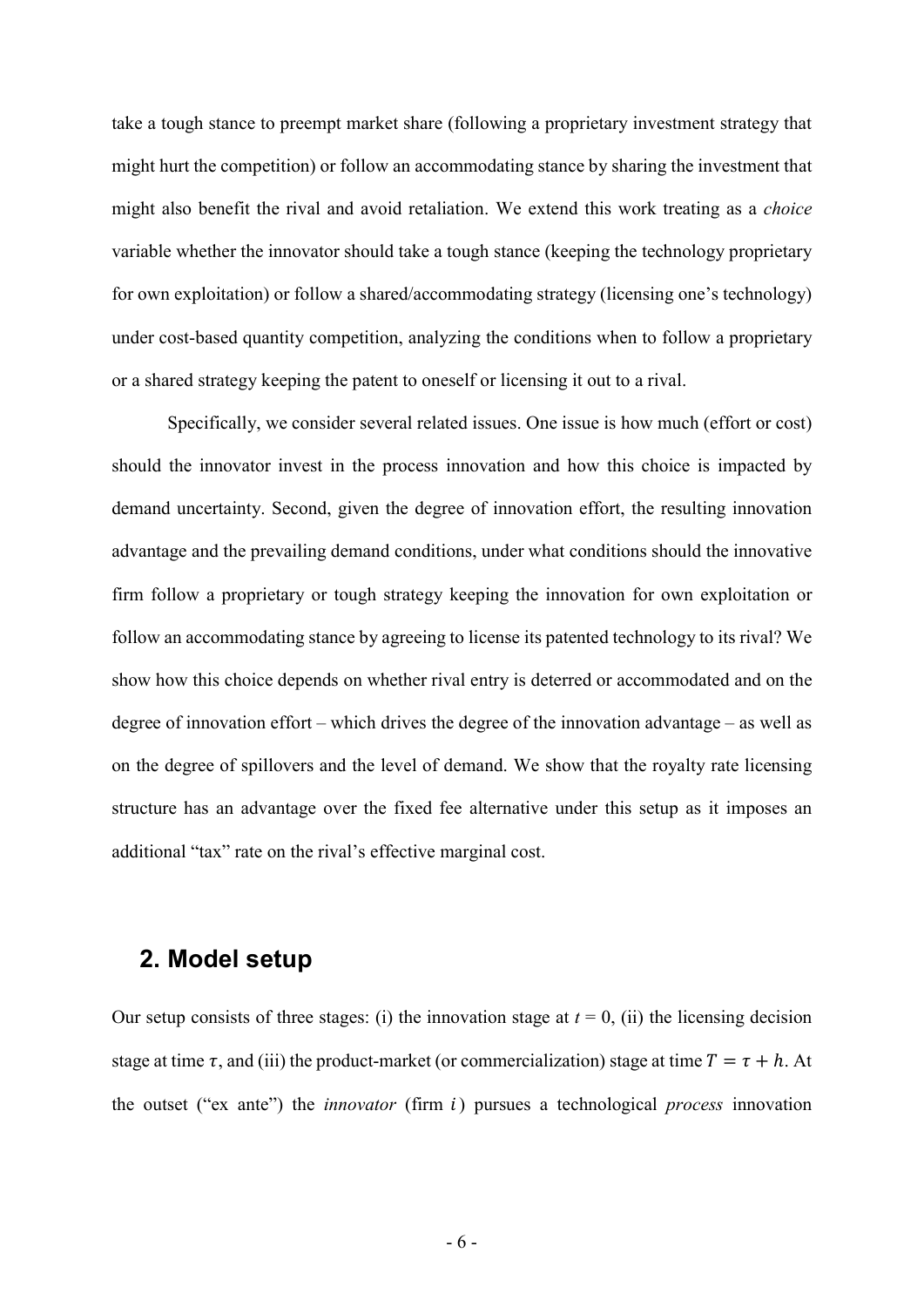take a tough stance to preempt market share (following a proprietary investment strategy that might hurt the competition) or follow an accommodating stance by sharing the investment that might also benefit the rival and avoid retaliation. We extend this work treating as a *choice* variable whether the innovator should take a tough stance (keeping the technology proprietary for own exploitation) or follow a shared/accommodating strategy (licensing one's technology) under cost-based quantity competition, analyzing the conditions when to follow a proprietary or a shared strategy keeping the patent to oneself or licensing it out to a rival.

Specifically, we consider several related issues. One issue is how much (effort or cost) should the innovator invest in the process innovation and how this choice is impacted by demand uncertainty. Second, given the degree of innovation effort, the resulting innovation advantage and the prevailing demand conditions, under what conditions should the innovative firm follow a proprietary or tough strategy keeping the innovation for own exploitation or follow an accommodating stance by agreeing to license its patented technology to its rival? We show how this choice depends on whether rival entry is deterred or accommodated and on the degree of innovation effort – which drives the degree of the innovation advantage – as well as on the degree of spillovers and the level of demand. We show that the royalty rate licensing structure has an advantage over the fixed fee alternative under this setup as it imposes an additional "tax" rate on the rival's effective marginal cost.

## 2. Model setup

Our setup consists of three stages: (i) the innovation stage at $t = 0$, (ii) the licensing decision stage at time $\tau$, and (iii) the product-market (or commercialization) stage at time $T = \tau + h$. At the outset ("ex ante") the *innovator* (firm $i$) pursues a technological *process* innovation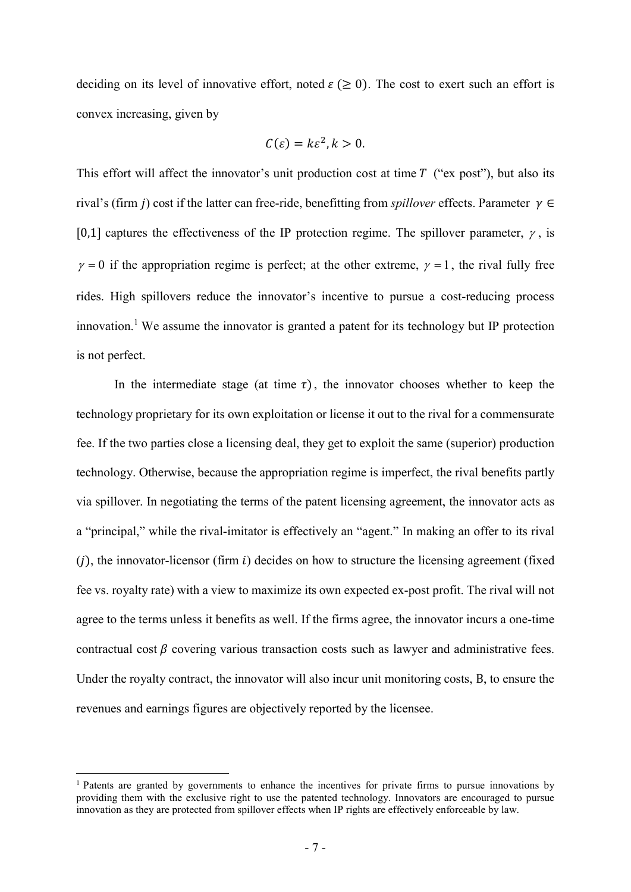deciding on its level of innovative effort, noted $\varepsilon$ ($\geq 0$). The cost to exert such an effort is convex increasing, given by

$$C(\varepsilon) = k\varepsilon^2, k > 0.$$

This effort will affect the innovator's unit production cost at time $T$ ("ex post"), but also its rival's (firm $j$) cost if the latter can free-ride, benefitting from *spillover* effects. Parameter $\gamma \in [0,1]$ captures the effectiveness of the IP protection regime. The spillover parameter, $\gamma$, is $\gamma = 0$ if the appropriation regime is perfect; at the other extreme, $\gamma = 1$, the rival fully free rides. High spillovers reduce the innovator's incentive to pursue a cost-reducing process innovation.[1] We assume the innovator is granted a patent for its technology but IP protection is not perfect.

In the intermediate stage (at time $\tau$), the innovator chooses whether to keep the technology proprietary for its own exploitation or license it out to the rival for a commensurate fee. If the two parties close a licensing deal, they get to exploit the same (superior) production technology. Otherwise, because the appropriation regime is imperfect, the rival benefits partly via spillover. In negotiating the terms of the patent licensing agreement, the innovator acts as a "principal," while the rival-imitator is effectively an "agent." In making an offer to its rival ($j$), the innovator-licensor (firm $i$) decides on how to structure the licensing agreement (fixed fee vs. royalty rate) with a view to maximize its own expected ex-post profit. The rival will not agree to the terms unless it benefits as well. If the firms agree, the innovator incurs a one-time contractual cost $\beta$ covering various transaction costs such as lawyer and administrative fees. Under the royalty contract, the innovator will also incur unit monitoring costs, B, to ensure the revenues and earnings figures are objectively reported by the licensee.

[1] Patents are granted by governments to enhance the incentives for private firms to pursue innovations by providing them with the exclusive right to use the patented technology. Innovators are encouraged to pursue innovation as they are protected from spillover effects when IP rights are effectively enforceable by law.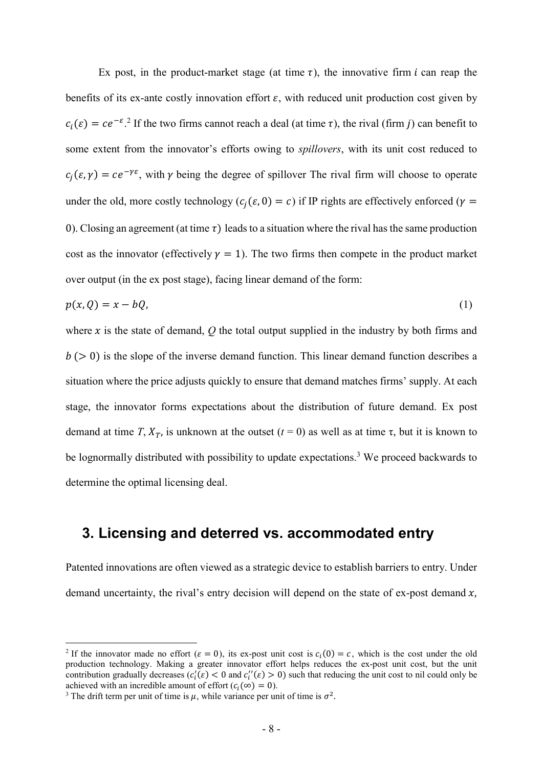Ex post, in the product-market stage (at time $\tau$), the innovative firm $i$ can reap the benefits of its ex-ante costly innovation effort $\varepsilon$, with reduced unit production cost given by $c_i(\varepsilon) = ce^{-\varepsilon}$.[2] If the two firms cannot reach a deal (at time $\tau$), the rival (firm $j$) can benefit to some extent from the innovator's efforts owing to *spillovers*, with its unit cost reduced to $c_j(\varepsilon, \gamma) = ce^{-\gamma\varepsilon}$, with $\gamma$ being the degree of spillover The rival firm will choose to operate under the old, more costly technology ($c_j(\varepsilon, 0) = c$) if IP rights are effectively enforced ($\gamma = 0$). Closing an agreement (at time $\tau$) leads to a situation where the rival has the same production cost as the innovator (effectively $\gamma = 1$). The two firms then compete in the product market over output (in the ex post stage), facing linear demand of the form:

$$p(x, Q) = x - bQ, \tag{1}$$

where $x$ is the state of demand, $Q$ the total output supplied in the industry by both firms and $b$ ($> 0$) is the slope of the inverse demand function. This linear demand function describes a situation where the price adjusts quickly to ensure that demand matches firms' supply. At each stage, the innovator forms expectations about the distribution of future demand. Ex post demand at time $T$, $X_T$, is unknown at the outset ($t = 0$) as well as at time $\tau$, but it is known to be lognormally distributed with possibility to update expectations.[3] We proceed backwards to determine the optimal licensing deal.

## 3. Licensing and deterred vs. accommodated entry

Patented innovations are often viewed as a strategic device to establish barriers to entry. Under demand uncertainty, the rival's entry decision will depend on the state of ex-post demand $x$,

---

[2] If the innovator made no effort ($\varepsilon = 0$), its ex-post unit cost is $c_i(0) = c$, which is the cost under the old production technology. Making a greater innovator effort helps reduces the ex-post unit cost, but the unit contribution gradually decreases ($c_i'(\varepsilon) < 0$ and $c_i''(\varepsilon) > 0$) such that reducing the unit cost to nil could only be achieved with an incredible amount of effort ($c_i(\infty) = 0$).

[3] The drift term per unit of time is $\mu$, while variance per unit of time is $\sigma^2$.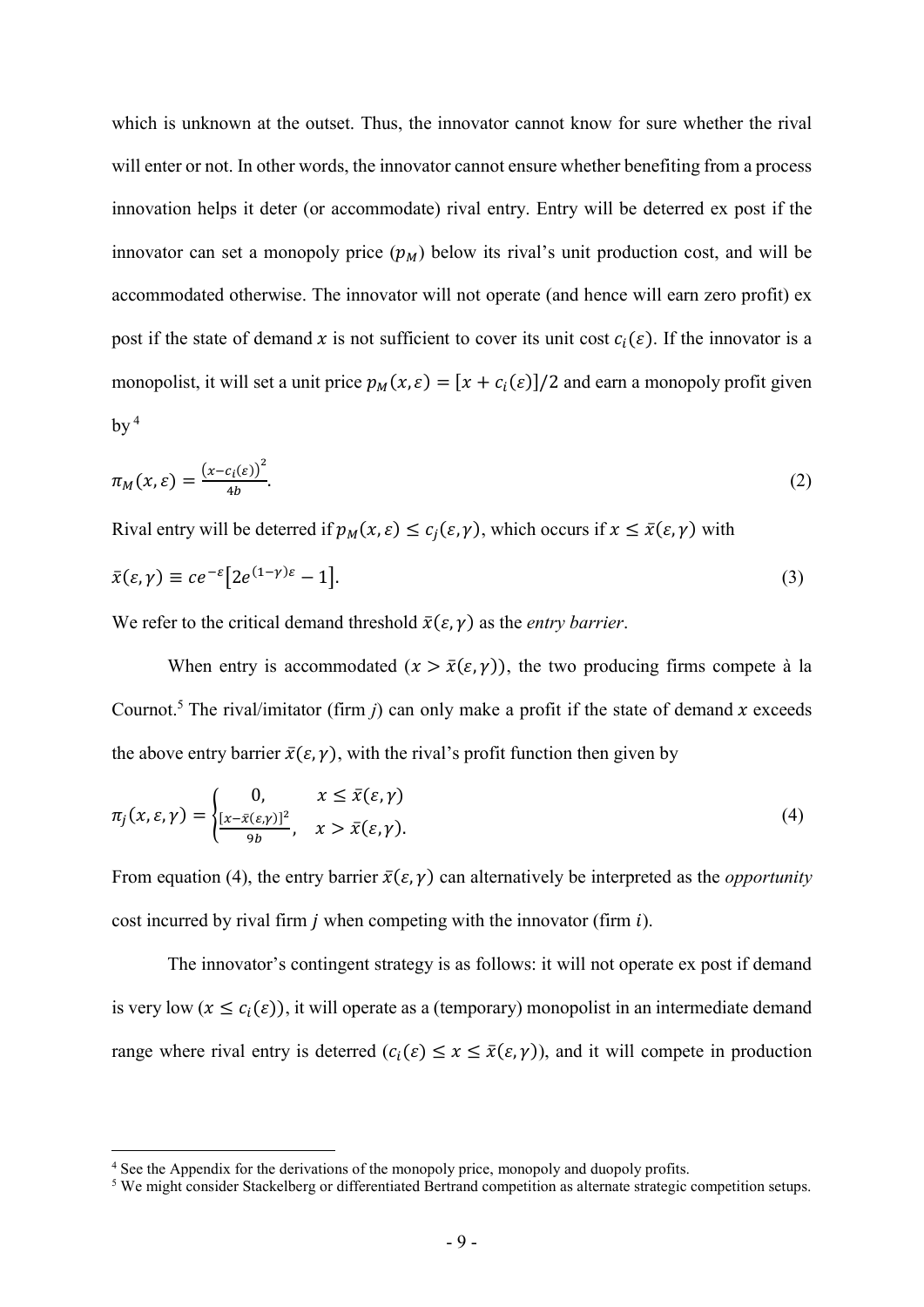which is unknown at the outset. Thus, the innovator cannot know for sure whether the rival will enter or not. In other words, the innovator cannot ensure whether benefiting from a process innovation helps it deter (or accommodate) rival entry. Entry will be deterred ex post if the innovator can set a monopoly price ($p_M$) below its rival's unit production cost, and will be accommodated otherwise. The innovator will not operate (and hence will earn zero profit) ex post if the state of demand $x$ is not sufficient to cover its unit cost $c_i(\varepsilon)$. If the innovator is a monopolist, it will set a unit price $p_M(x,\varepsilon) = [x + c_i(\varepsilon)]/2$ and earn a monopoly profit given by[4]

$$\pi_M(x,\varepsilon) = \frac{\left(x - c_i(\varepsilon)\right)^2}{4b}. \tag{2}$$

Rival entry will be deterred if $p_M(x,\varepsilon) \leq c_j(\varepsilon,\gamma)$, which occurs if $x \leq \bar{x}(\varepsilon,\gamma)$ with

$$\bar{x}(\varepsilon,\gamma) \equiv ce^{-\varepsilon}\left[2e^{(1-\gamma)\varepsilon} - 1\right]. \tag{3}$$

We refer to the critical demand threshold $\bar{x}(\varepsilon,\gamma)$ as the *entry barrier*.

When entry is accommodated ($x > \bar{x}(\varepsilon,\gamma)$), the two producing firms compete à la Cournot.[5] The rival/imitator (firm *j*) can only make a profit if the state of demand $x$ exceeds the above entry barrier $\bar{x}(\varepsilon,\gamma)$, with the rival's profit function then given by

$$\pi_j(x,\varepsilon,\gamma) = \begin{cases} 0, & x \leq \bar{x}(\varepsilon,\gamma) \\ \frac{[x - \bar{x}(\varepsilon,\gamma)]^2}{9b}, & x > \bar{x}(\varepsilon,\gamma). \end{cases} \tag{4}$$

From equation (4), the entry barrier $\bar{x}(\varepsilon,\gamma)$ can alternatively be interpreted as the *opportunity* cost incurred by rival firm $j$ when competing with the innovator (firm $i$).

The innovator's contingent strategy is as follows: it will not operate ex post if demand is very low ($x \leq c_i(\varepsilon)$), it will operate as a (temporary) monopolist in an intermediate demand range where rival entry is deterred ($c_i(\varepsilon) \leq x \leq \bar{x}(\varepsilon,\gamma)$), and it will compete in production

[4] See the Appendix for the derivations of the monopoly price, monopoly and duopoly profits.

[5] We might consider Stackelberg or differentiated Bertrand competition as alternate strategic competition setups.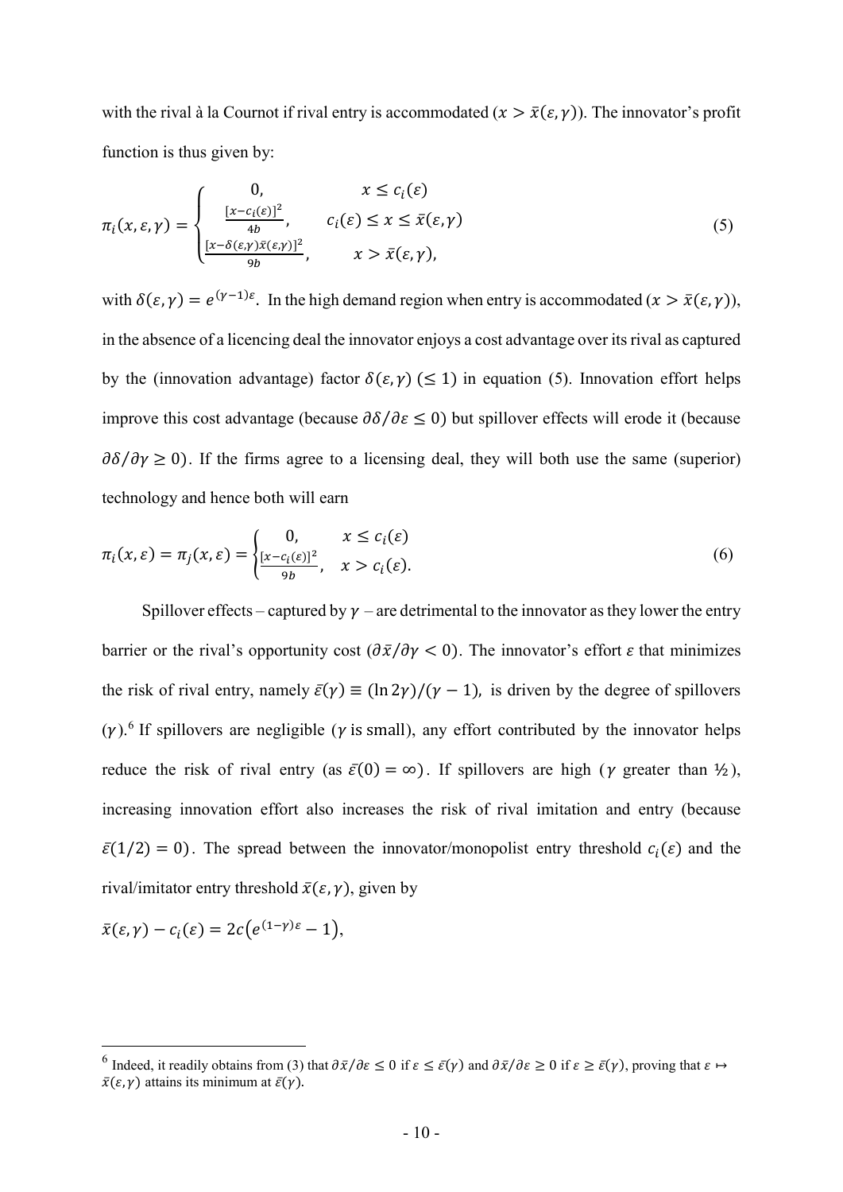with the rival à la Cournot if rival entry is accommodated ($x > \bar{x}(\varepsilon, \gamma)$). The innovator's profit function is thus given by:

$$
\pi_i(x, \varepsilon, \gamma) = \begin{cases} 0, & x \leq c_i(\varepsilon) \\ \frac{[x - c_i(\varepsilon)]^2}{4b}, & c_i(\varepsilon) \leq x \leq \bar{x}(\varepsilon, \gamma) \\ \frac{[x - \delta(\varepsilon,\gamma)\bar{x}(\varepsilon,\gamma)]^2}{9b}, & x > \bar{x}(\varepsilon, \gamma), \end{cases} \tag{5}
$$

with $\delta(\varepsilon, \gamma) = e^{(\gamma-1)\varepsilon}$. In the high demand region when entry is accommodated ($x > \bar{x}(\varepsilon, \gamma)$), in the absence of a licencing deal the innovator enjoys a cost advantage over its rival as captured by the (innovation advantage) factor $\delta(\varepsilon, \gamma)$ ($\leq 1$) in equation (5). Innovation effort helps improve this cost advantage (because $\partial\delta/\partial\varepsilon \leq 0$) but spillover effects will erode it (because $\partial\delta/\partial\gamma \geq 0$). If the firms agree to a licensing deal, they will both use the same (superior) technology and hence both will earn

$$
\pi_i(x, \varepsilon) = \pi_j(x, \varepsilon) = \begin{cases} 0, & x \leq c_i(\varepsilon) \\ \frac{[x - c_i(\varepsilon)]^2}{9b}, & x > c_i(\varepsilon). \end{cases} \tag{6}
$$

Spillover effects – captured by $\gamma$ – are detrimental to the innovator as they lower the entry barrier or the rival's opportunity cost ($\partial\bar{x}/\partial\gamma < 0$). The innovator's effort $\varepsilon$ that minimizes the risk of rival entry, namely $\bar{\varepsilon}(\gamma) \equiv (\ln 2\gamma)/(\gamma - 1)$, is driven by the degree of spillovers ($\gamma$).[6] If spillovers are negligible ($\gamma$ is small), any effort contributed by the innovator helps reduce the risk of rival entry (as $\bar{\varepsilon}(0) = \infty$). If spillovers are high ($\gamma$ greater than ½), increasing innovation effort also increases the risk of rival imitation and entry (because $\bar{\varepsilon}(1/2) = 0$). The spread between the innovator/monopolist entry threshold $c_i(\varepsilon)$ and the rival/imitator entry threshold $\bar{x}(\varepsilon, \gamma)$, given by

$\bar{x}(\varepsilon, \gamma) - c_i(\varepsilon) = 2c\left(e^{(1-\gamma)\varepsilon} - 1\right),$

[6] Indeed, it readily obtains from (3) that $\partial\bar{x}/\partial\varepsilon \leq 0$ if $\varepsilon \leq \bar{\varepsilon}(\gamma)$ and $\partial\bar{x}/\partial\varepsilon \geq 0$ if $\varepsilon \geq \bar{\varepsilon}(\gamma)$, proving that $\varepsilon \mapsto \bar{x}(\varepsilon, \gamma)$ attains its minimum at $\bar{\varepsilon}(\gamma)$.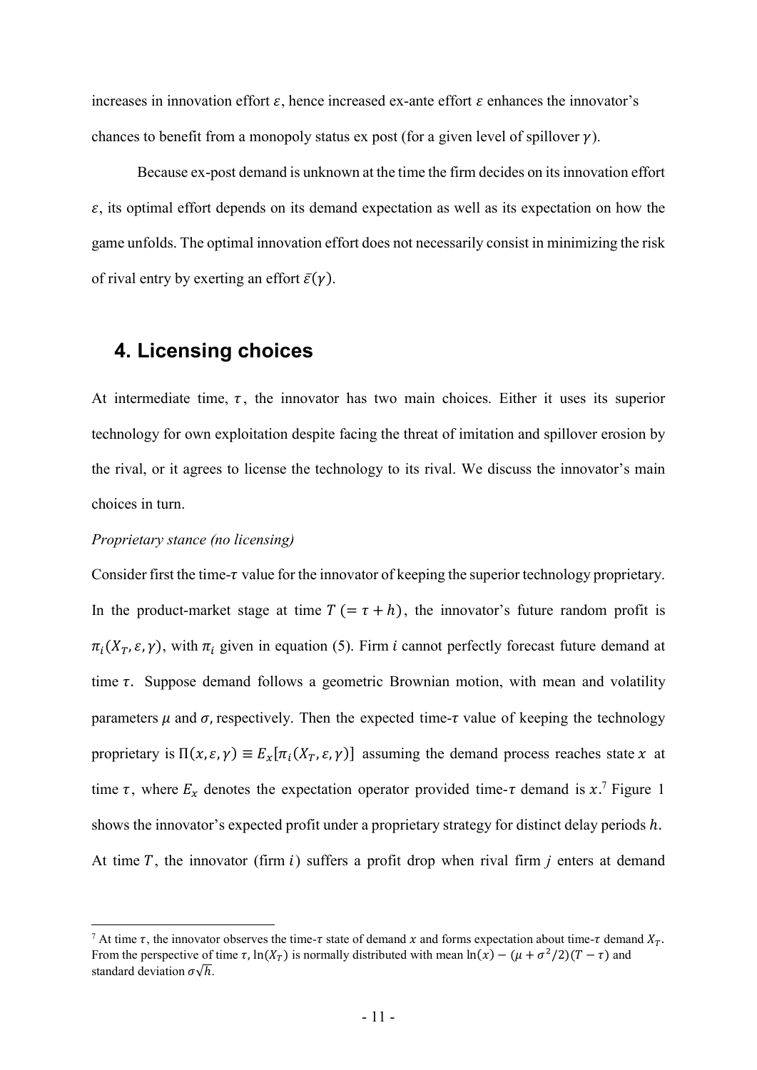increases in innovation effort $\varepsilon$, hence increased ex-ante effort $\varepsilon$ enhances the innovator's chances to benefit from a monopoly status ex post (for a given level of spillover $\gamma$).

Because ex-post demand is unknown at the time the firm decides on its innovation effort $\varepsilon$, its optimal effort depends on its demand expectation as well as its expectation on how the game unfolds. The optimal innovation effort does not necessarily consist in minimizing the risk of rival entry by exerting an effort $\bar{\varepsilon}(\gamma)$.

## 4. Licensing choices

At intermediate time, $\tau$, the innovator has two main choices. Either it uses its superior technology for own exploitation despite facing the threat of imitation and spillover erosion by the rival, or it agrees to license the technology to its rival. We discuss the innovator's main choices in turn.

*Proprietary stance (no licensing)*

Consider first the time-$\tau$ value for the innovator of keeping the superior technology proprietary. In the product-market stage at time $T\ (= \tau + h)$, the innovator's future random profit is $\pi_i(X_T, \varepsilon, \gamma)$, with $\pi_i$ given in equation (5). Firm $i$ cannot perfectly forecast future demand at time $\tau$. Suppose demand follows a geometric Brownian motion, with mean and volatility parameters $\mu$ and $\sigma$, respectively. Then the expected time-$\tau$ value of keeping the technology proprietary is $\Pi(x, \varepsilon, \gamma) \equiv E_x[\pi_i(X_T, \varepsilon, \gamma)]$ assuming the demand process reaches state $x$ at time $\tau$, where $E_x$ denotes the expectation operator provided time-$\tau$ demand is $x$.[7] Figure 1 shows the innovator's expected profit under a proprietary strategy for distinct delay periods $h$. At time $T$, the innovator (firm $i$) suffers a profit drop when rival firm $j$ enters at demand

[7] At time $\tau$, the innovator observes the time-$\tau$ state of demand $x$ and forms expectation about time-$\tau$ demand $X_T$. From the perspective of time $\tau$, $\ln(X_T)$ is normally distributed with mean $\ln(x) - (\mu + \sigma^2/2)(T - \tau)$ and standard deviation $\sigma\sqrt{h}$.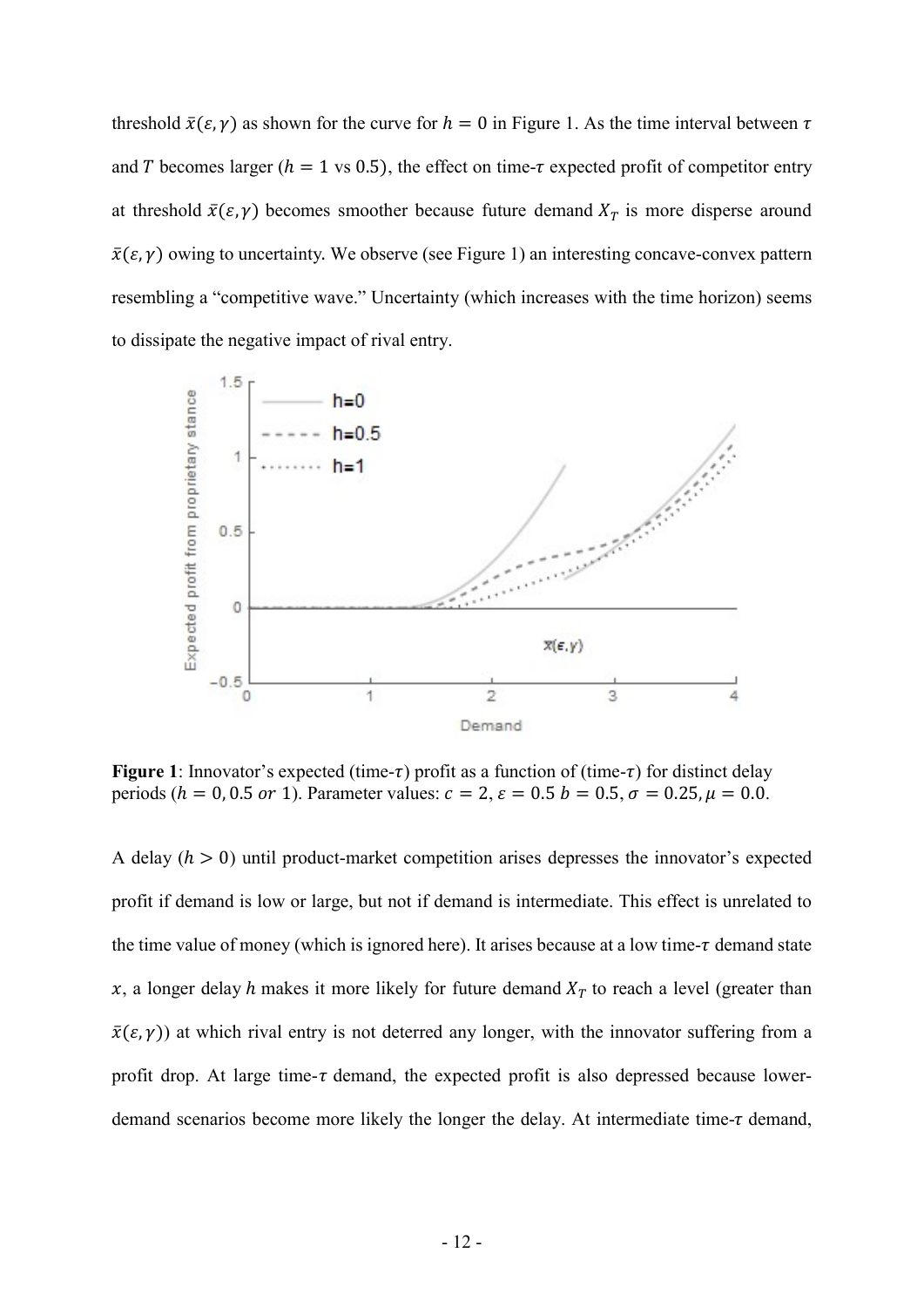threshold $\bar{x}(\varepsilon, \gamma)$ as shown for the curve for $h = 0$ in Figure 1. As the time interval between $\tau$ and $T$ becomes larger ($h = 1$ vs 0.5), the effect on time-$\tau$ expected profit of competitor entry at threshold $\bar{x}(\varepsilon, \gamma)$ becomes smoother because future demand $X_T$ is more disperse around $\bar{x}(\varepsilon, \gamma)$ owing to uncertainty. We observe (see Figure 1) an interesting concave-convex pattern resembling a "competitive wave." Uncertainty (which increases with the time horizon) seems to dissipate the negative impact of rival entry.

**Figure 1**: Innovator's expected (time-$\tau$) profit as a function of (time-$\tau$) for distinct delay periods ($h = 0, 0.5$ *or* 1). Parameter values: $c = 2$, $\varepsilon = 0.5$ $b = 0.5$, $\sigma = 0.25$, $\mu = 0.0$.

A delay ($h > 0$) until product-market competition arises depresses the innovator's expected profit if demand is low or large, but not if demand is intermediate. This effect is unrelated to the time value of money (which is ignored here). It arises because at a low time-$\tau$ demand state $x$, a longer delay $h$ makes it more likely for future demand $X_T$ to reach a level (greater than $\bar{x}(\varepsilon, \gamma)$) at which rival entry is not deterred any longer, with the innovator suffering from a profit drop. At large time-$\tau$ demand, the expected profit is also depressed because lower-demand scenarios become more likely the longer the delay. At intermediate time-$\tau$ demand,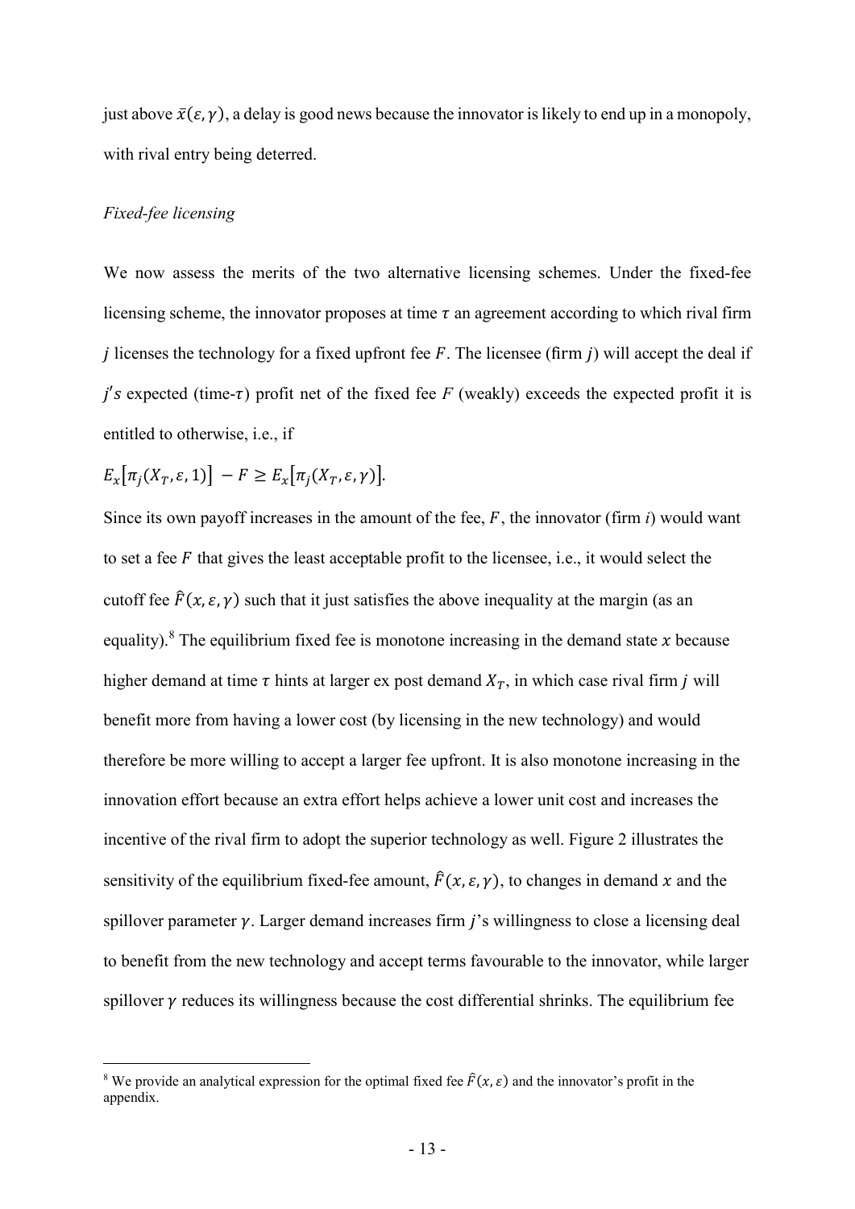just above $\bar{x}(\varepsilon, \gamma)$, a delay is good news because the innovator is likely to end up in a monopoly, with rival entry being deterred.

*Fixed-fee licensing*

We now assess the merits of the two alternative licensing schemes. Under the fixed-fee licensing scheme, the innovator proposes at time $\tau$ an agreement according to which rival firm $j$ licenses the technology for a fixed upfront fee $F$. The licensee (firm $j$) will accept the deal if $j's$ expected (time-$\tau$) profit net of the fixed fee $F$ (weakly) exceeds the expected profit it is entitled to otherwise, i.e., if

$$E_x\left[\pi_j(X_T, \varepsilon, 1)\right] - F \geq E_x\left[\pi_j(X_T, \varepsilon, \gamma)\right].$$

Since its own payoff increases in the amount of the fee, $F$, the innovator (firm *i*) would want to set a fee $F$ that gives the least acceptable profit to the licensee, i.e., it would select the cutoff fee $\hat{F}(x, \varepsilon, \gamma)$ such that it just satisfies the above inequality at the margin (as an equality).[8] The equilibrium fixed fee is monotone increasing in the demand state $x$ because higher demand at time $\tau$ hints at larger ex post demand $X_T$, in which case rival firm $j$ will benefit more from having a lower cost (by licensing in the new technology) and would therefore be more willing to accept a larger fee upfront. It is also monotone increasing in the innovation effort because an extra effort helps achieve a lower unit cost and increases the incentive of the rival firm to adopt the superior technology as well. Figure 2 illustrates the sensitivity of the equilibrium fixed-fee amount, $\hat{F}(x, \varepsilon, \gamma)$, to changes in demand $x$ and the spillover parameter $\gamma$. Larger demand increases firm $j$'s willingness to close a licensing deal to benefit from the new technology and accept terms favourable to the innovator, while larger spillover $\gamma$ reduces its willingness because the cost differential shrinks. The equilibrium fee

[8] We provide an analytical expression for the optimal fixed fee $\hat{F}(x, \varepsilon)$ and the innovator's profit in the appendix.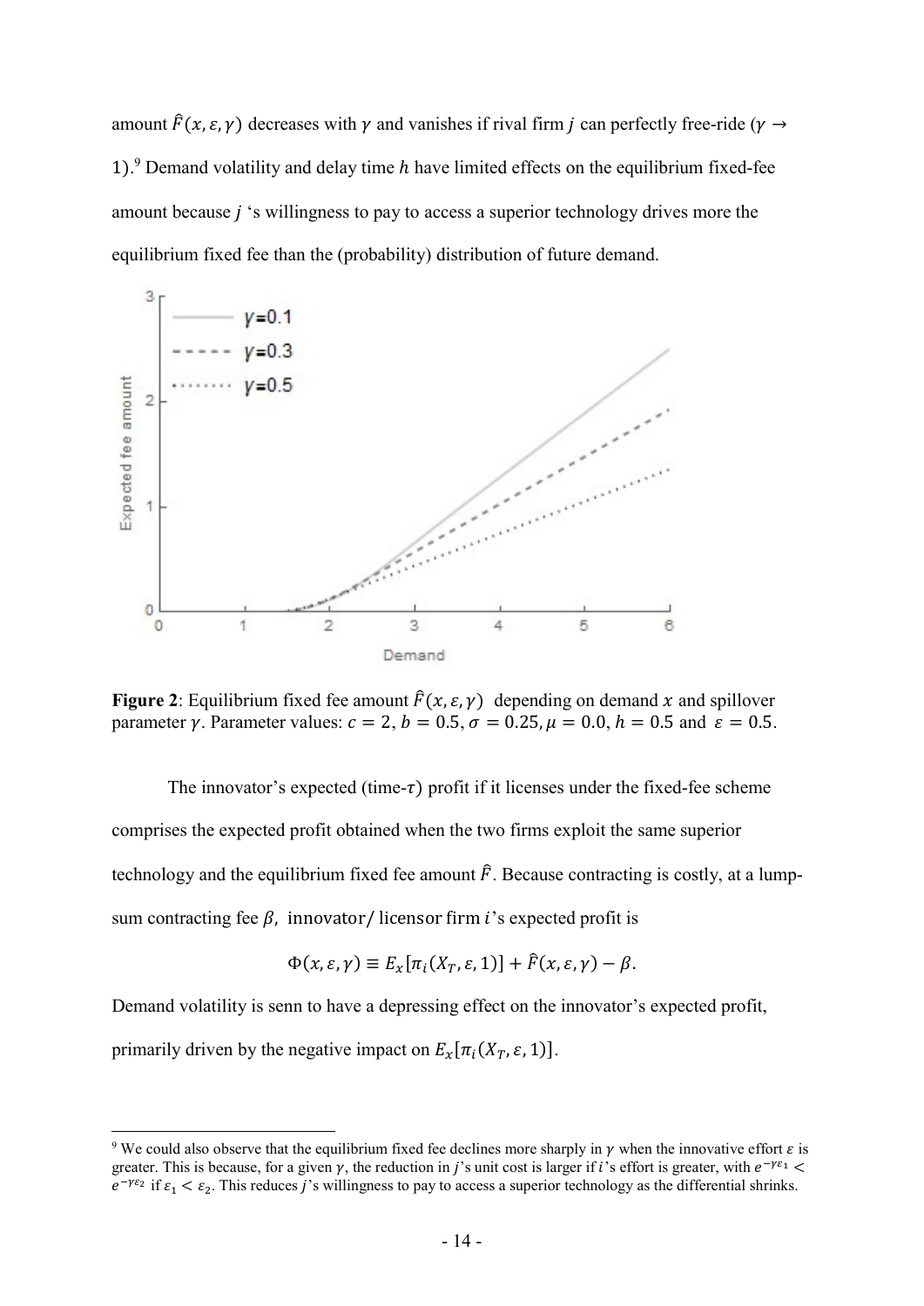amount $\hat{F}(x, \varepsilon, \gamma)$ decreases with $\gamma$ and vanishes if rival firm $j$ can perfectly free-ride ($\gamma \to 1$).[9] Demand volatility and delay time $h$ have limited effects on the equilibrium fixed-fee amount because $j$ 's willingness to pay to access a superior technology drives more the equilibrium fixed fee than the (probability) distribution of future demand.

**Figure 2**: Equilibrium fixed fee amount $\hat{F}(x, \varepsilon, \gamma)$ depending on demand $x$ and spillover parameter $\gamma$. Parameter values: $c = 2$, $b = 0.5$, $\sigma = 0.25$, $\mu = 0.0$, $h = 0.5$ and $\varepsilon = 0.5$.

The innovator's expected (time-$\tau$) profit if it licenses under the fixed-fee scheme comprises the expected profit obtained when the two firms exploit the same superior technology and the equilibrium fixed fee amount $\hat{F}$. Because contracting is costly, at a lump-sum contracting fee $\beta$, innovator/licensor firm $i$'s expected profit is

$$\Phi(x, \varepsilon, \gamma) \equiv E_x[\pi_i(X_T, \varepsilon, 1)] + \hat{F}(x, \varepsilon, \gamma) - \beta.$$

Demand volatility is senn to have a depressing effect on the innovator's expected profit, primarily driven by the negative impact on $E_x[\pi_i(X_T, \varepsilon, 1)]$.

[9] We could also observe that the equilibrium fixed fee declines more sharply in $\gamma$ when the innovative effort $\varepsilon$ is greater. This is because, for a given $\gamma$, the reduction in $j$'s unit cost is larger if $i$'s effort is greater, with $e^{-\gamma\varepsilon_1} < e^{-\gamma\varepsilon_2}$ if $\varepsilon_1 < \varepsilon_2$. This reduces $j$'s willingness to pay to access a superior technology as the differential shrinks.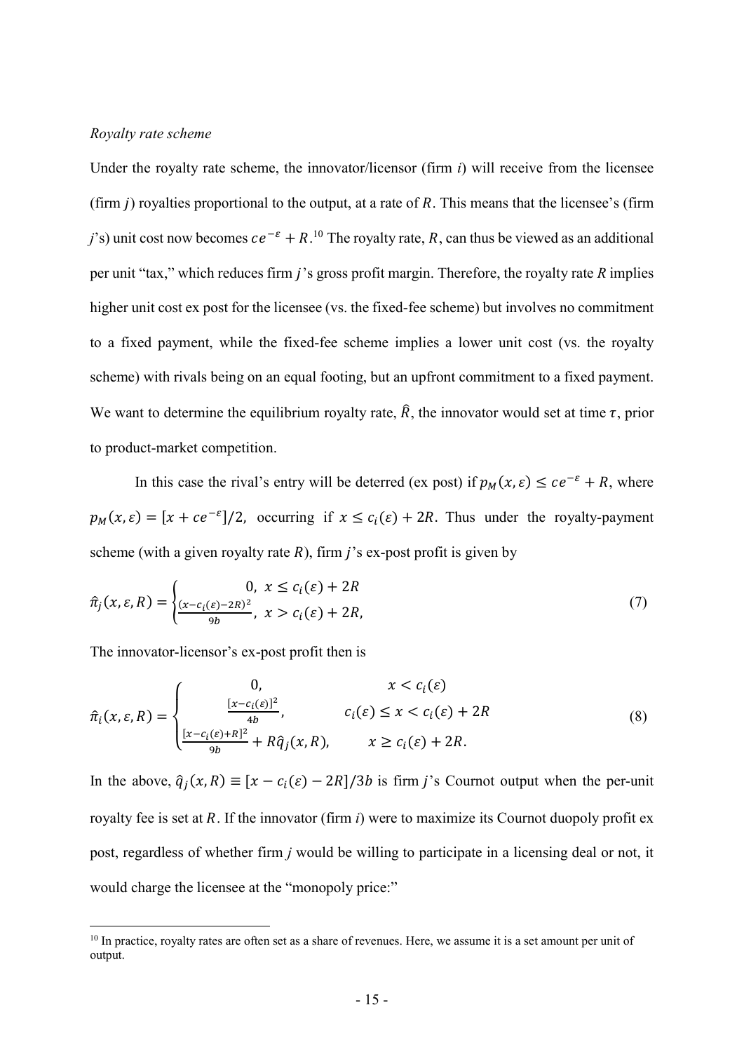*Royalty rate scheme*

Under the royalty rate scheme, the innovator/licensor (firm *i*) will receive from the licensee (firm $j$) royalties proportional to the output, at a rate of $R$. This means that the licensee's (firm $j$'s) unit cost now becomes $ce^{-\varepsilon} + R$.[10] The royalty rate, $R$, can thus be viewed as an additional per unit "tax," which reduces firm $j$'s gross profit margin. Therefore, the royalty rate $R$ implies higher unit cost ex post for the licensee (vs. the fixed-fee scheme) but involves no commitment to a fixed payment, while the fixed-fee scheme implies a lower unit cost (vs. the royalty scheme) with rivals being on an equal footing, but an upfront commitment to a fixed payment. We want to determine the equilibrium royalty rate, $\hat{R}$, the innovator would set at time $\tau$, prior to product-market competition.

In this case the rival's entry will be deterred (ex post) if $p_M(x,\varepsilon) \leq ce^{-\varepsilon} + R$, where $p_M(x,\varepsilon) = [x + ce^{-\varepsilon}]/2$, occurring if $x \leq c_i(\varepsilon) + 2R$. Thus under the royalty-payment scheme (with a given royalty rate $R$), firm $j$'s ex-post profit is given by

$$\hat{\pi}_j(x,\varepsilon,R) = \begin{cases} 0, & x \leq c_i(\varepsilon) + 2R \\ \frac{(x - c_i(\varepsilon) - 2R)^2}{9b}, & x > c_i(\varepsilon) + 2R, \end{cases} \tag{7}$$

The innovator-licensor's ex-post profit then is

$$\hat{\pi}_i(x,\varepsilon,R) = \begin{cases} 0, & x < c_i(\varepsilon) \\ \frac{[x - c_i(\varepsilon)]^2}{4b}, & c_i(\varepsilon) \leq x < c_i(\varepsilon) + 2R \\ \frac{[x - c_i(\varepsilon) + R]^2}{9b} + R\hat{q}_j(x,R), & x \geq c_i(\varepsilon) + 2R. \end{cases} \tag{8}$$

In the above, $\hat{q}_j(x,R) \equiv [x - c_i(\varepsilon) - 2R]/3b$ is firm $j$'s Cournot output when the per-unit royalty fee is set at $R$. If the innovator (firm *i*) were to maximize its Cournot duopoly profit ex post, regardless of whether firm *j* would be willing to participate in a licensing deal or not, it would charge the licensee at the "monopoly price:"

[10] In practice, royalty rates are often set as a share of revenues. Here, we assume it is a set amount per unit of output.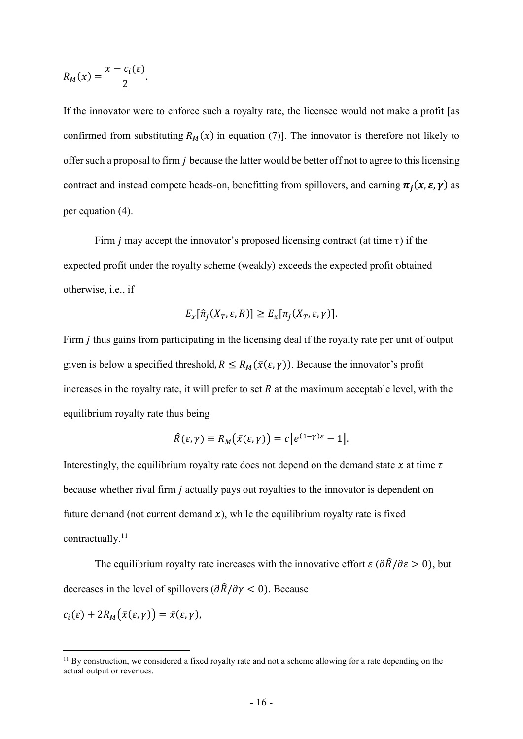$$R_M(x) = \frac{x - c_i(\varepsilon)}{2}.$$

If the innovator were to enforce such a royalty rate, the licensee would not make a profit [as confirmed from substituting $R_M(x)$ in equation (7)]. The innovator is therefore not likely to offer such a proposal to firm $j$ because the latter would be better off not to agree to this licensing contract and instead compete heads-on, benefitting from spillovers, and earning $\boldsymbol{\pi_j(x, \varepsilon, \gamma)}$ as per equation (4).

Firm $j$ may accept the innovator's proposed licensing contract (at time $\tau$) if the expected profit under the royalty scheme (weakly) exceeds the expected profit obtained otherwise, i.e., if

$$E_x[\hat{\pi}_j(X_T, \varepsilon, R)] \geq E_x[\pi_j(X_T, \varepsilon, \gamma)].$$

Firm $j$ thus gains from participating in the licensing deal if the royalty rate per unit of output given is below a specified threshold, $R \leq R_M(\bar{x}(\varepsilon, \gamma))$. Because the innovator's profit increases in the royalty rate, it will prefer to set $R$ at the maximum acceptable level, with the equilibrium royalty rate thus being

$$\hat{R}(\varepsilon, \gamma) \equiv R_M(\bar{x}(\varepsilon, \gamma)) = c\left[e^{(1-\gamma)\varepsilon} - 1\right].$$

Interestingly, the equilibrium royalty rate does not depend on the demand state $x$ at time $\tau$ because whether rival firm $j$ actually pays out royalties to the innovator is dependent on future demand (not current demand $x$), while the equilibrium royalty rate is fixed contractually.[11]

The equilibrium royalty rate increases with the innovative effort $\varepsilon$ ($\partial\hat{R}/\partial\varepsilon > 0$), but decreases in the level of spillovers ($\partial\hat{R}/\partial\gamma < 0$). Because

$$c_i(\varepsilon) + 2R_M(\bar{x}(\varepsilon, \gamma)) = \bar{x}(\varepsilon, \gamma),$$

[11] By construction, we considered a fixed royalty rate and not a scheme allowing for a rate depending on the actual output or revenues.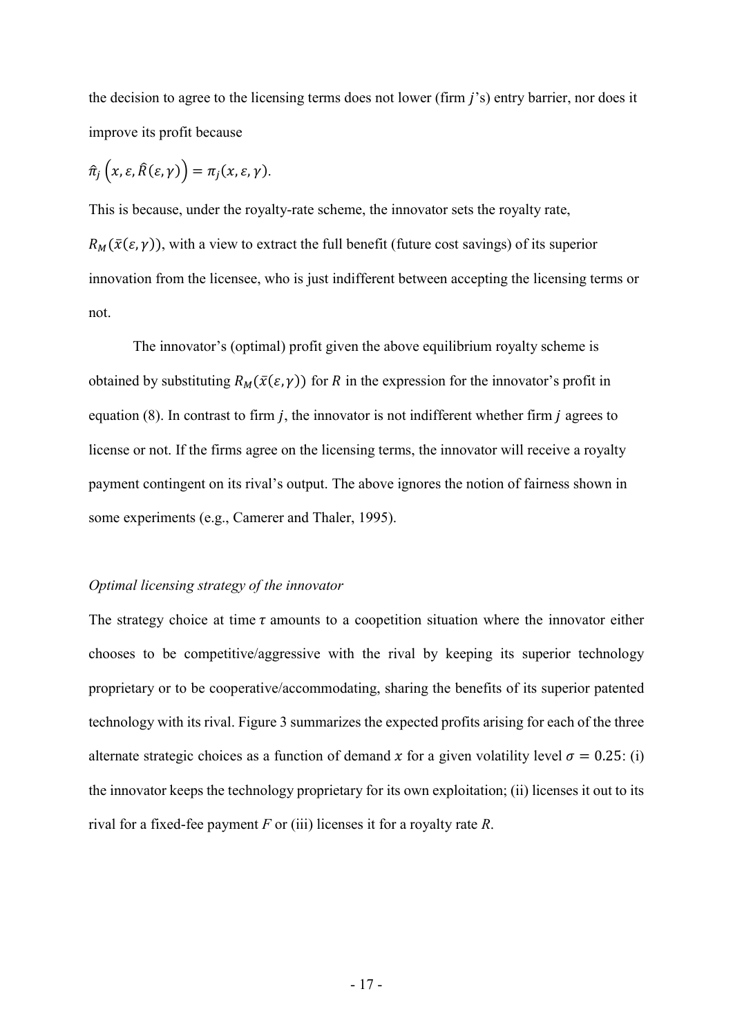the decision to agree to the licensing terms does not lower (firm $j$'s) entry barrier, nor does it improve its profit because

$$\hat{\pi}_j\left(x, \varepsilon, \hat{R}(\varepsilon, \gamma)\right) = \pi_j(x, \varepsilon, \gamma).$$

This is because, under the royalty-rate scheme, the innovator sets the royalty rate, $R_M(\bar{x}(\varepsilon, \gamma))$, with a view to extract the full benefit (future cost savings) of its superior innovation from the licensee, who is just indifferent between accepting the licensing terms or not.

The innovator's (optimal) profit given the above equilibrium royalty scheme is obtained by substituting $R_M(\bar{x}(\varepsilon, \gamma))$ for $R$ in the expression for the innovator's profit in equation (8). In contrast to firm $j$, the innovator is not indifferent whether firm $j$ agrees to license or not. If the firms agree on the licensing terms, the innovator will receive a royalty payment contingent on its rival's output. The above ignores the notion of fairness shown in some experiments (e.g., Camerer and Thaler, 1995).

*Optimal licensing strategy of the innovator*

The strategy choice at time $\tau$ amounts to a coopetition situation where the innovator either chooses to be competitive/aggressive with the rival by keeping its superior technology proprietary or to be cooperative/accommodating, sharing the benefits of its superior patented technology with its rival. Figure 3 summarizes the expected profits arising for each of the three alternate strategic choices as a function of demand $x$ for a given volatility level $\sigma = 0.25$: (i) the innovator keeps the technology proprietary for its own exploitation; (ii) licenses it out to its rival for a fixed-fee payment $F$ or (iii) licenses it for a royalty rate $R$.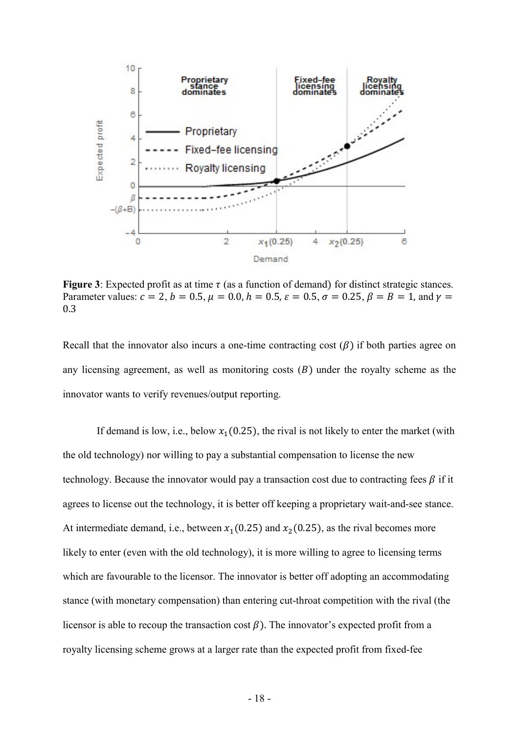**Figure 3**: Expected profit as at time $\tau$ (as a function of demand) for distinct strategic stances. Parameter values: $c = 2$, $b = 0.5$, $\mu = 0.0$, $h = 0.5$, $\varepsilon = 0.5$, $\sigma = 0.25$, $\beta = B = 1$, and $\gamma = 0.3$

Recall that the innovator also incurs a one-time contracting cost ($\beta$) if both parties agree on any licensing agreement, as well as monitoring costs ($B$) under the royalty scheme as the innovator wants to verify revenues/output reporting.

If demand is low, i.e., below $x_1(0.25)$, the rival is not likely to enter the market (with the old technology) nor willing to pay a substantial compensation to license the new technology. Because the innovator would pay a transaction cost due to contracting fees $\beta$ if it agrees to license out the technology, it is better off keeping a proprietary wait-and-see stance. At intermediate demand, i.e., between $x_1(0.25)$ and $x_2(0.25)$, as the rival becomes more likely to enter (even with the old technology), it is more willing to agree to licensing terms which are favourable to the licensor. The innovator is better off adopting an accommodating stance (with monetary compensation) than entering cut-throat competition with the rival (the licensor is able to recoup the transaction cost $\beta$). The innovator's expected profit from a royalty licensing scheme grows at a larger rate than the expected profit from fixed-fee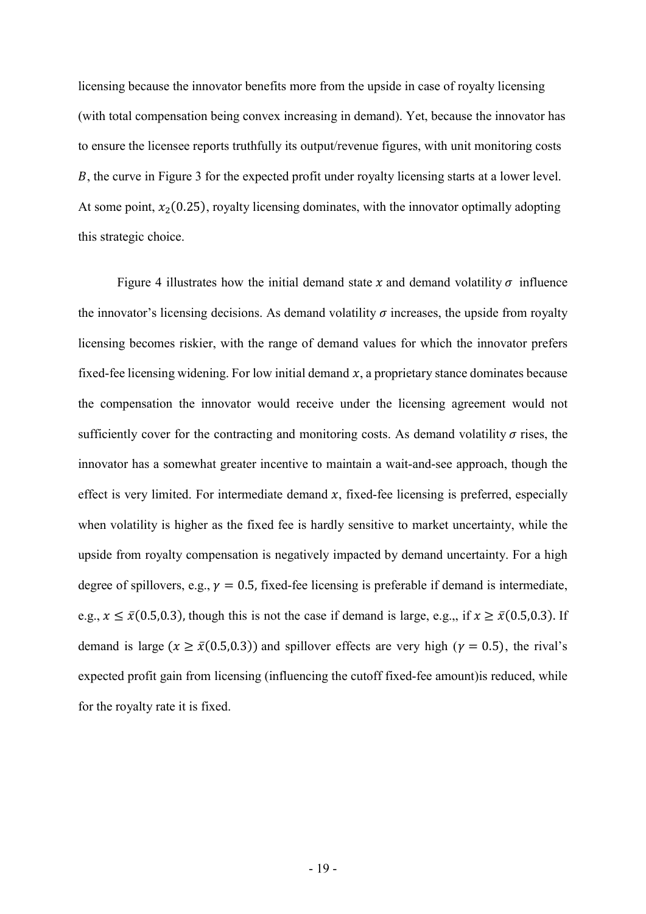licensing because the innovator benefits more from the upside in case of royalty licensing (with total compensation being convex increasing in demand). Yet, because the innovator has to ensure the licensee reports truthfully its output/revenue figures, with unit monitoring costs $B$, the curve in Figure 3 for the expected profit under royalty licensing starts at a lower level. At some point, $x_2(0.25)$, royalty licensing dominates, with the innovator optimally adopting this strategic choice.

Figure 4 illustrates how the initial demand state $x$ and demand volatility $\sigma$ influence the innovator's licensing decisions. As demand volatility $\sigma$ increases, the upside from royalty licensing becomes riskier, with the range of demand values for which the innovator prefers fixed-fee licensing widening. For low initial demand $x$, a proprietary stance dominates because the compensation the innovator would receive under the licensing agreement would not sufficiently cover for the contracting and monitoring costs. As demand volatility $\sigma$ rises, the innovator has a somewhat greater incentive to maintain a wait-and-see approach, though the effect is very limited. For intermediate demand $x$, fixed-fee licensing is preferred, especially when volatility is higher as the fixed fee is hardly sensitive to market uncertainty, while the upside from royalty compensation is negatively impacted by demand uncertainty. For a high degree of spillovers, e.g., $\gamma = 0.5$, fixed-fee licensing is preferable if demand is intermediate, e.g., $x \leq \bar{x}(0.5, 0.3)$, though this is not the case if demand is large, e.g.,, if $x \geq \bar{x}(0.5, 0.3)$. If demand is large ($x \geq \bar{x}(0.5, 0.3)$) and spillover effects are very high ($\gamma = 0.5$), the rival's expected profit gain from licensing (influencing the cutoff fixed-fee amount)is reduced, while for the royalty rate it is fixed.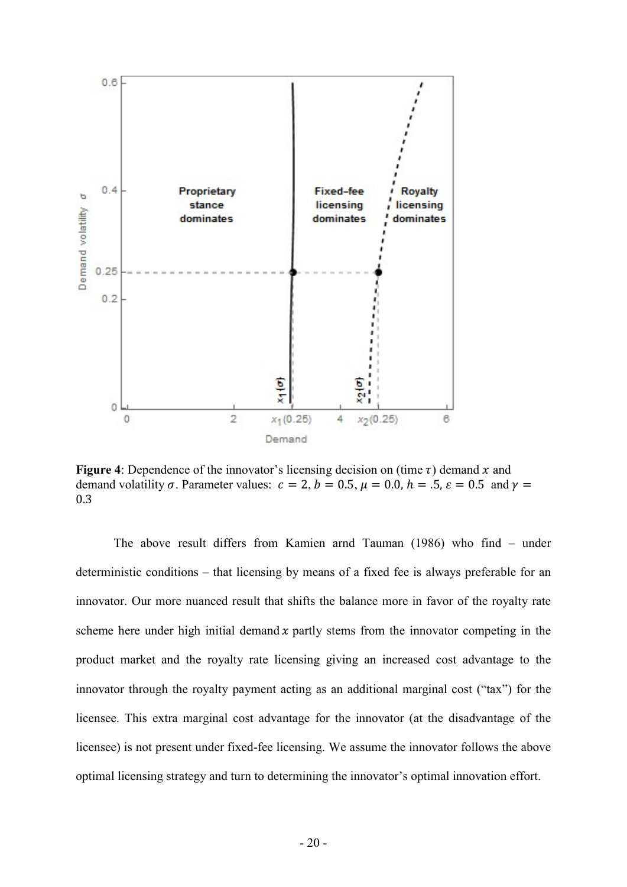**Figure 4**: Dependence of the innovator's licensing decision on (time $\tau$) demand $x$ and demand volatility $\sigma$. Parameter values: $c = 2, b = 0.5, \mu = 0.0, h = .5, \varepsilon = 0.5$ and $\gamma = 0.3$

The above result differs from Kamien arnd Tauman (1986) who find – under deterministic conditions – that licensing by means of a fixed fee is always preferable for an innovator. Our more nuanced result that shifts the balance more in favor of the royalty rate scheme here under high initial demand $x$ partly stems from the innovator competing in the product market and the royalty rate licensing giving an increased cost advantage to the innovator through the royalty payment acting as an additional marginal cost ("tax") for the licensee. This extra marginal cost advantage for the innovator (at the disadvantage of the licensee) is not present under fixed-fee licensing. We assume the innovator follows the above optimal licensing strategy and turn to determining the innovator's optimal innovation effort.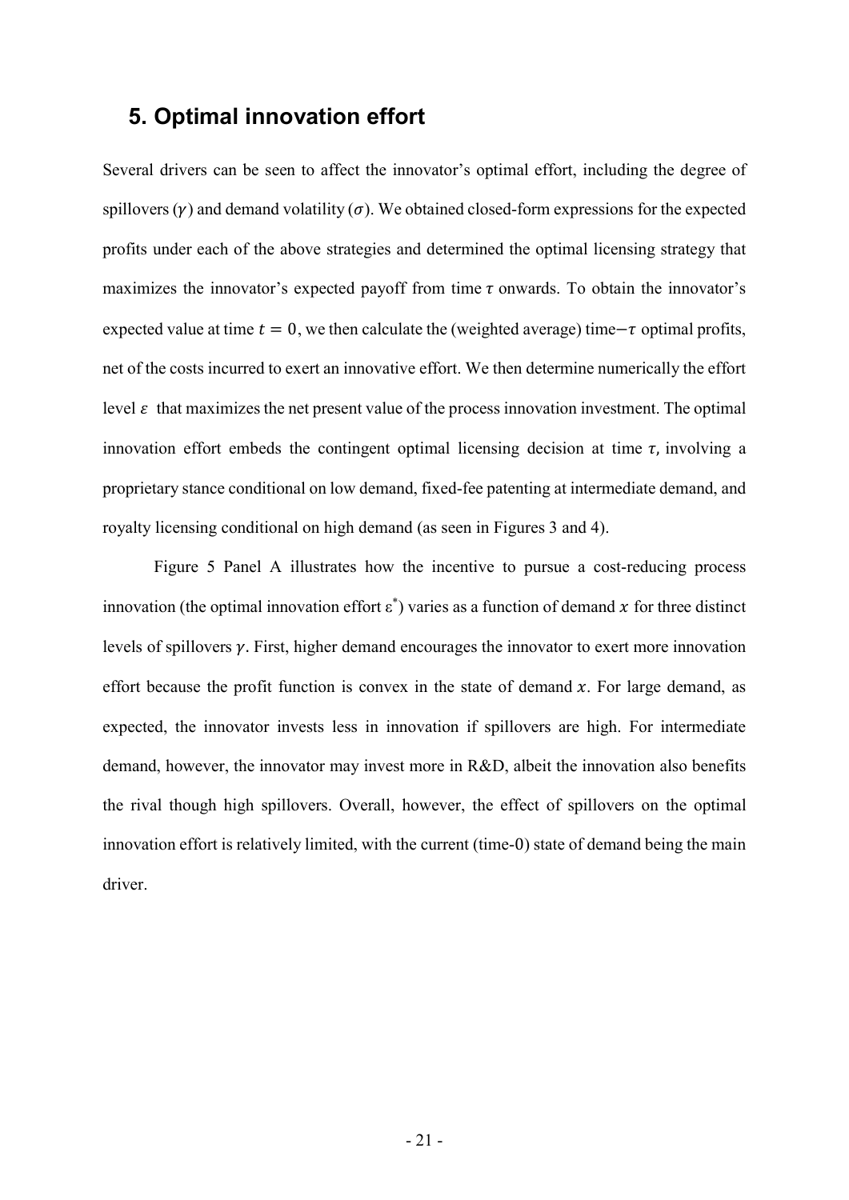## 5. Optimal innovation effort

Several drivers can be seen to affect the innovator's optimal effort, including the degree of spillovers ($\gamma$) and demand volatility ($\sigma$). We obtained closed-form expressions for the expected profits under each of the above strategies and determined the optimal licensing strategy that maximizes the innovator's expected payoff from time $\tau$ onwards. To obtain the innovator's expected value at time $t = 0$, we then calculate the (weighted average) time$-\tau$ optimal profits, net of the costs incurred to exert an innovative effort. We then determine numerically the effort level $\varepsilon$ that maximizes the net present value of the process innovation investment. The optimal innovation effort embeds the contingent optimal licensing decision at time $\tau$, involving a proprietary stance conditional on low demand, fixed-fee patenting at intermediate demand, and royalty licensing conditional on high demand (as seen in Figures 3 and 4).

Figure 5 Panel A illustrates how the incentive to pursue a cost-reducing process innovation (the optimal innovation effort $\varepsilon^*$) varies as a function of demand $x$ for three distinct levels of spillovers $\gamma$. First, higher demand encourages the innovator to exert more innovation effort because the profit function is convex in the state of demand $x$. For large demand, as expected, the innovator invests less in innovation if spillovers are high. For intermediate demand, however, the innovator may invest more in R&D, albeit the innovation also benefits the rival though high spillovers. Overall, however, the effect of spillovers on the optimal innovation effort is relatively limited, with the current (time-0) state of demand being the main driver.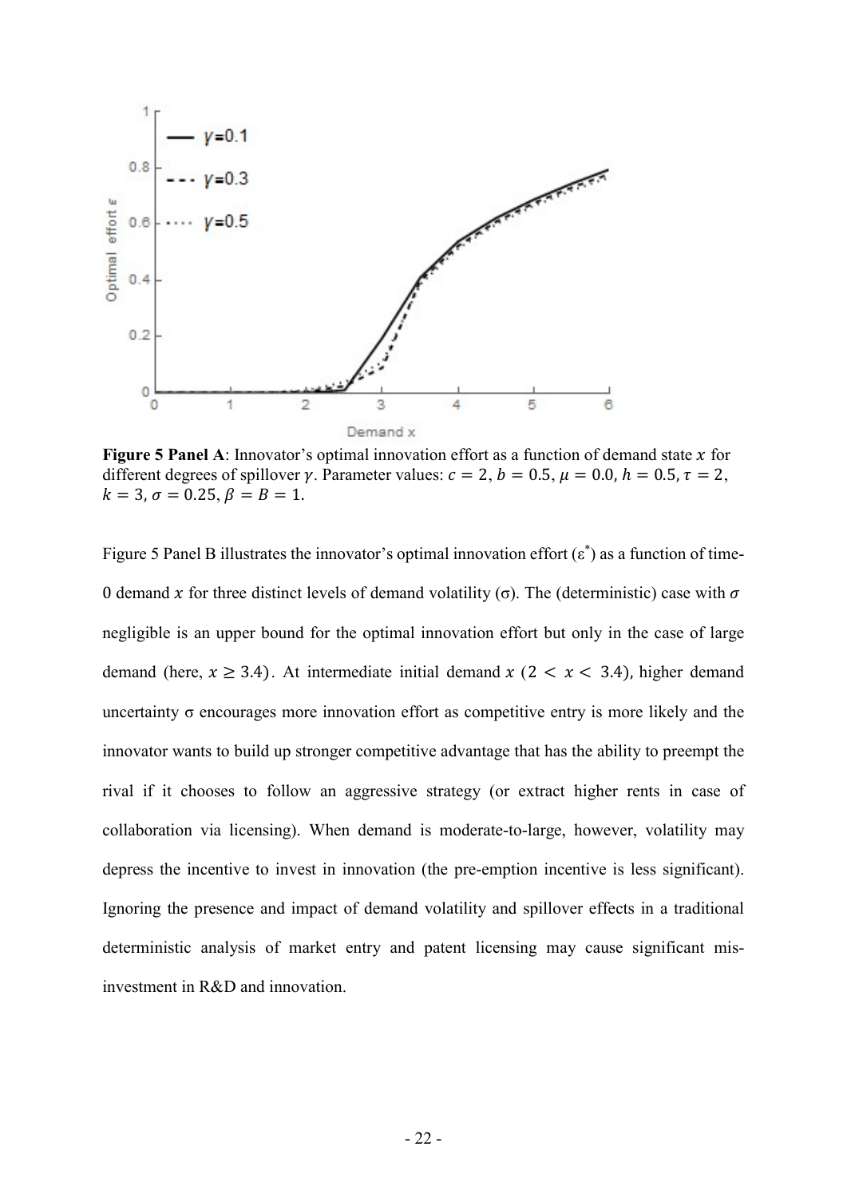**Figure 5 Panel A**: Innovator's optimal innovation effort as a function of demand state $x$ for different degrees of spillover $\gamma$. Parameter values: $c = 2$, $b = 0.5$, $\mu = 0.0$, $h = 0.5$, $\tau = 2$, $k = 3$, $\sigma = 0.25$, $\beta = B = 1$.

Figure 5 Panel B illustrates the innovator's optimal innovation effort ($\varepsilon^*$) as a function of time-0 demand $x$ for three distinct levels of demand volatility ($\sigma$). The (deterministic) case with $\sigma$ negligible is an upper bound for the optimal innovation effort but only in the case of large demand (here, $x \geq 3.4$). At intermediate initial demand $x$ ($2 < x < 3.4$), higher demand uncertainty $\sigma$ encourages more innovation effort as competitive entry is more likely and the innovator wants to build up stronger competitive advantage that has the ability to preempt the rival if it chooses to follow an aggressive strategy (or extract higher rents in case of collaboration via licensing). When demand is moderate-to-large, however, volatility may depress the incentive to invest in innovation (the pre-emption incentive is less significant). Ignoring the presence and impact of demand volatility and spillover effects in a traditional deterministic analysis of market entry and patent licensing may cause significant mis-investment in R&D and innovation.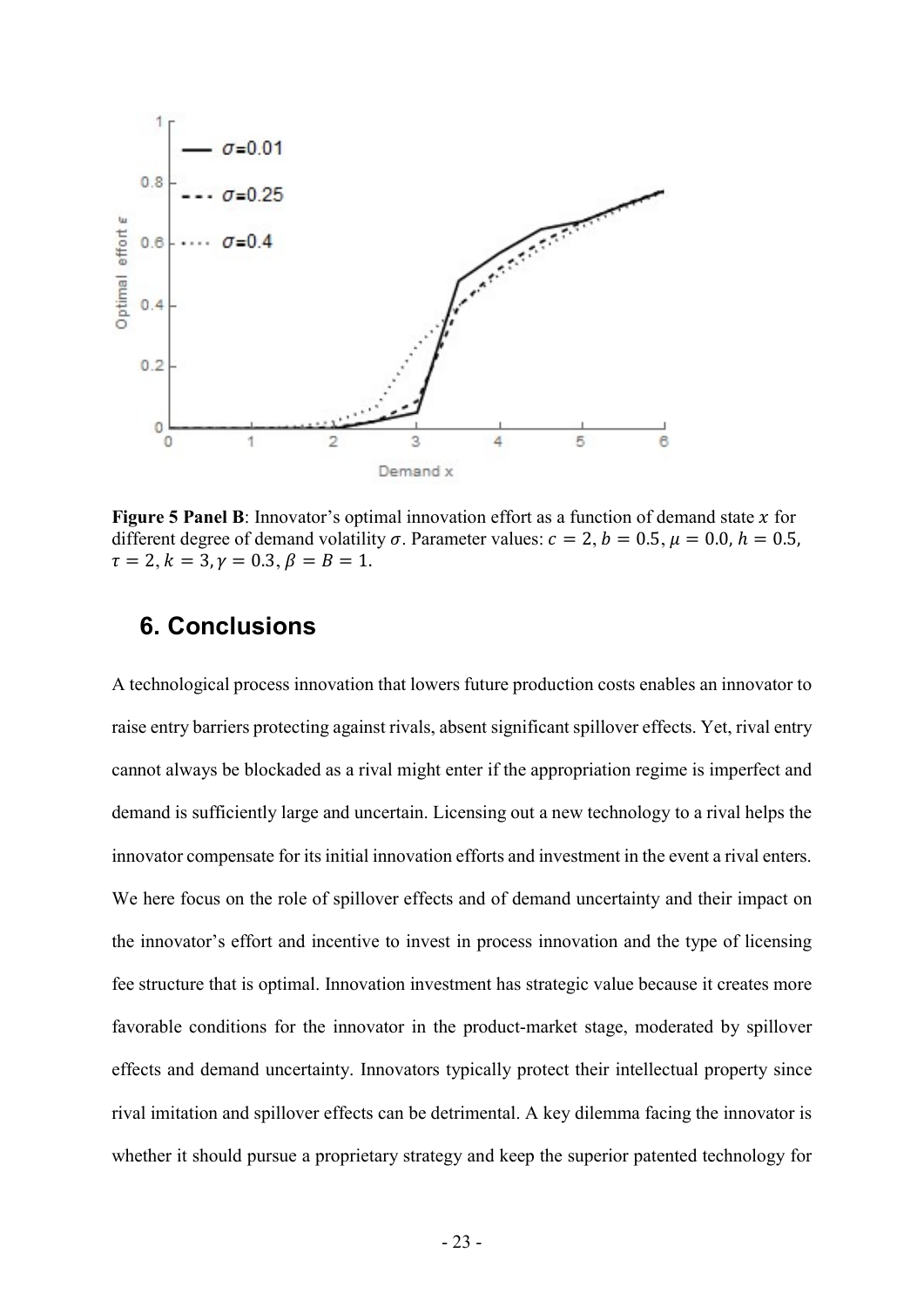**Figure 5 Panel B**: Innovator's optimal innovation effort as a function of demand state $x$ for different degree of demand volatility $\sigma$. Parameter values: $c = 2$, $b = 0.5$, $\mu = 0.0$, $h = 0.5$, $\tau = 2$, $k = 3$, $\gamma = 0.3$, $\beta = B = 1$.

## 6. Conclusions

A technological process innovation that lowers future production costs enables an innovator to raise entry barriers protecting against rivals, absent significant spillover effects. Yet, rival entry cannot always be blockaded as a rival might enter if the appropriation regime is imperfect and demand is sufficiently large and uncertain. Licensing out a new technology to a rival helps the innovator compensate for its initial innovation efforts and investment in the event a rival enters. We here focus on the role of spillover effects and of demand uncertainty and their impact on the innovator's effort and incentive to invest in process innovation and the type of licensing fee structure that is optimal. Innovation investment has strategic value because it creates more favorable conditions for the innovator in the product-market stage, moderated by spillover effects and demand uncertainty. Innovators typically protect their intellectual property since rival imitation and spillover effects can be detrimental. A key dilemma facing the innovator is whether it should pursue a proprietary strategy and keep the superior patented technology for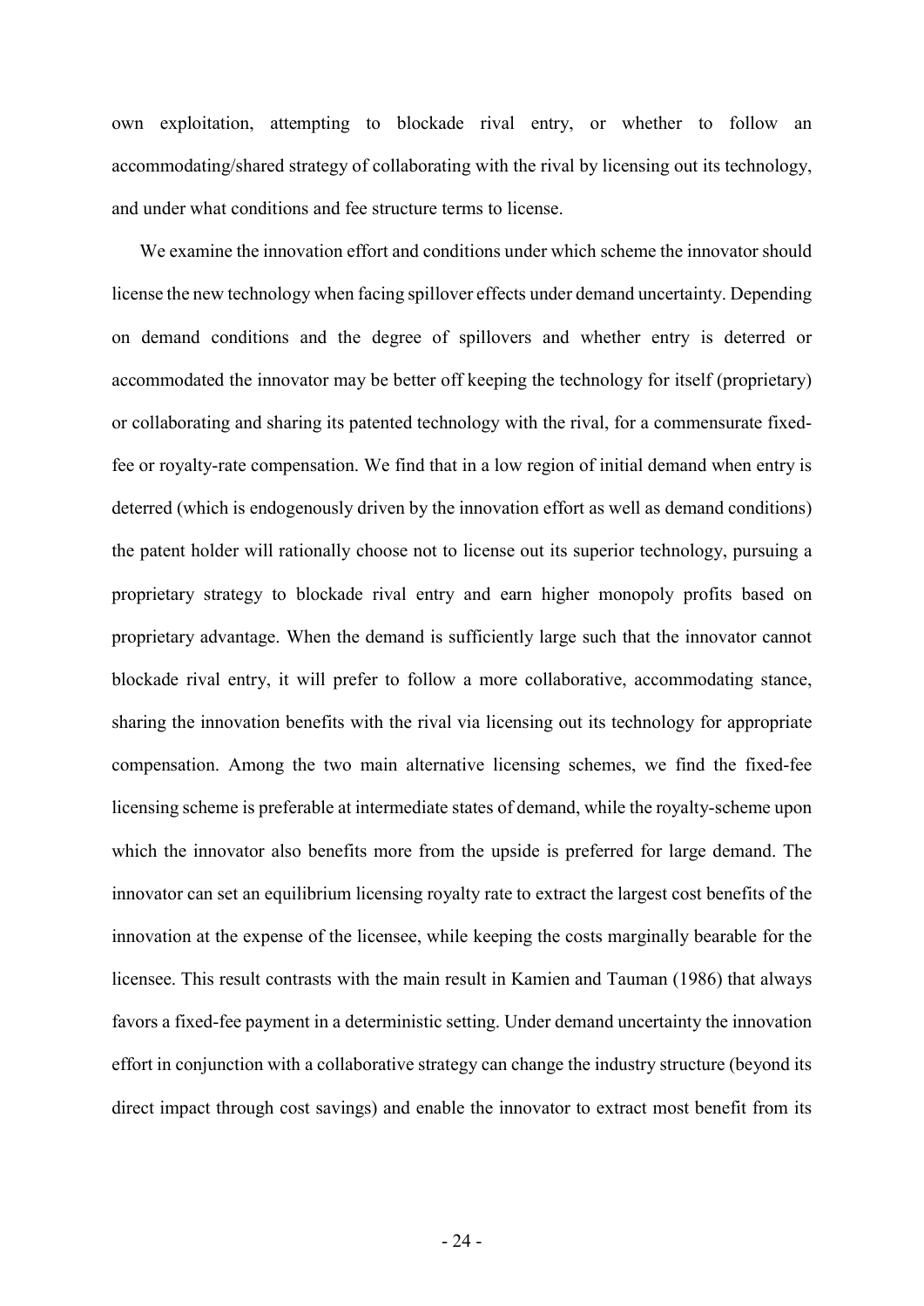own exploitation, attempting to blockade rival entry, or whether to follow an accommodating/shared strategy of collaborating with the rival by licensing out its technology, and under what conditions and fee structure terms to license.

We examine the innovation effort and conditions under which scheme the innovator should license the new technology when facing spillover effects under demand uncertainty. Depending on demand conditions and the degree of spillovers and whether entry is deterred or accommodated the innovator may be better off keeping the technology for itself (proprietary) or collaborating and sharing its patented technology with the rival, for a commensurate fixed-fee or royalty-rate compensation. We find that in a low region of initial demand when entry is deterred (which is endogenously driven by the innovation effort as well as demand conditions) the patent holder will rationally choose not to license out its superior technology, pursuing a proprietary strategy to blockade rival entry and earn higher monopoly profits based on proprietary advantage. When the demand is sufficiently large such that the innovator cannot blockade rival entry, it will prefer to follow a more collaborative, accommodating stance, sharing the innovation benefits with the rival via licensing out its technology for appropriate compensation. Among the two main alternative licensing schemes, we find the fixed-fee licensing scheme is preferable at intermediate states of demand, while the royalty-scheme upon which the innovator also benefits more from the upside is preferred for large demand. The innovator can set an equilibrium licensing royalty rate to extract the largest cost benefits of the innovation at the expense of the licensee, while keeping the costs marginally bearable for the licensee. This result contrasts with the main result in Kamien and Tauman (1986) that always favors a fixed-fee payment in a deterministic setting. Under demand uncertainty the innovation effort in conjunction with a collaborative strategy can change the industry structure (beyond its direct impact through cost savings) and enable the innovator to extract most benefit from its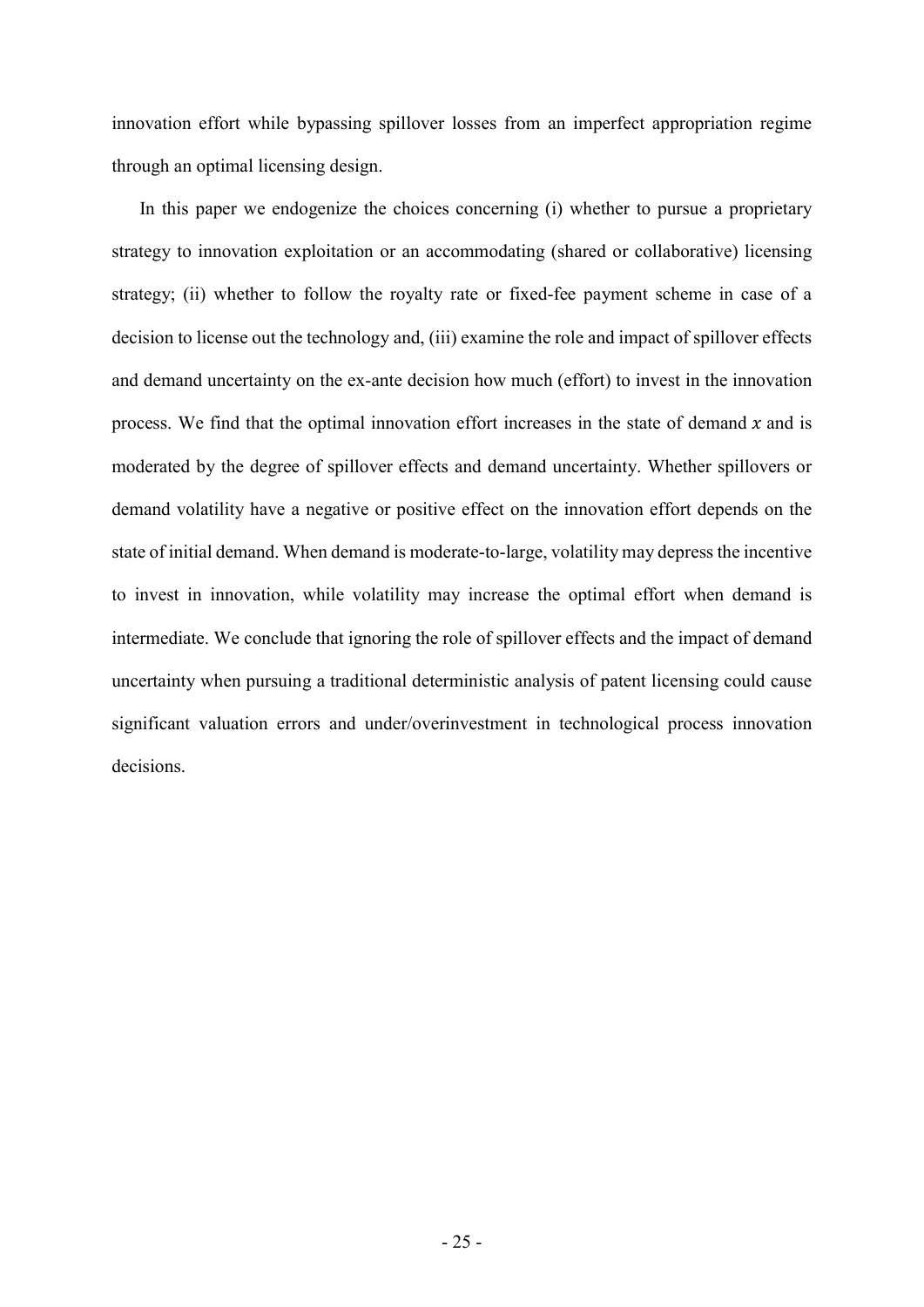innovation effort while bypassing spillover losses from an imperfect appropriation regime through an optimal licensing design.

In this paper we endogenize the choices concerning (i) whether to pursue a proprietary strategy to innovation exploitation or an accommodating (shared or collaborative) licensing strategy; (ii) whether to follow the royalty rate or fixed-fee payment scheme in case of a decision to license out the technology and, (iii) examine the role and impact of spillover effects and demand uncertainty on the ex-ante decision how much (effort) to invest in the innovation process. We find that the optimal innovation effort increases in the state of demand $x$ and is moderated by the degree of spillover effects and demand uncertainty. Whether spillovers or demand volatility have a negative or positive effect on the innovation effort depends on the state of initial demand. When demand is moderate-to-large, volatility may depress the incentive to invest in innovation, while volatility may increase the optimal effort when demand is intermediate. We conclude that ignoring the role of spillover effects and the impact of demand uncertainty when pursuing a traditional deterministic analysis of patent licensing could cause significant valuation errors and under/overinvestment in technological process innovation decisions.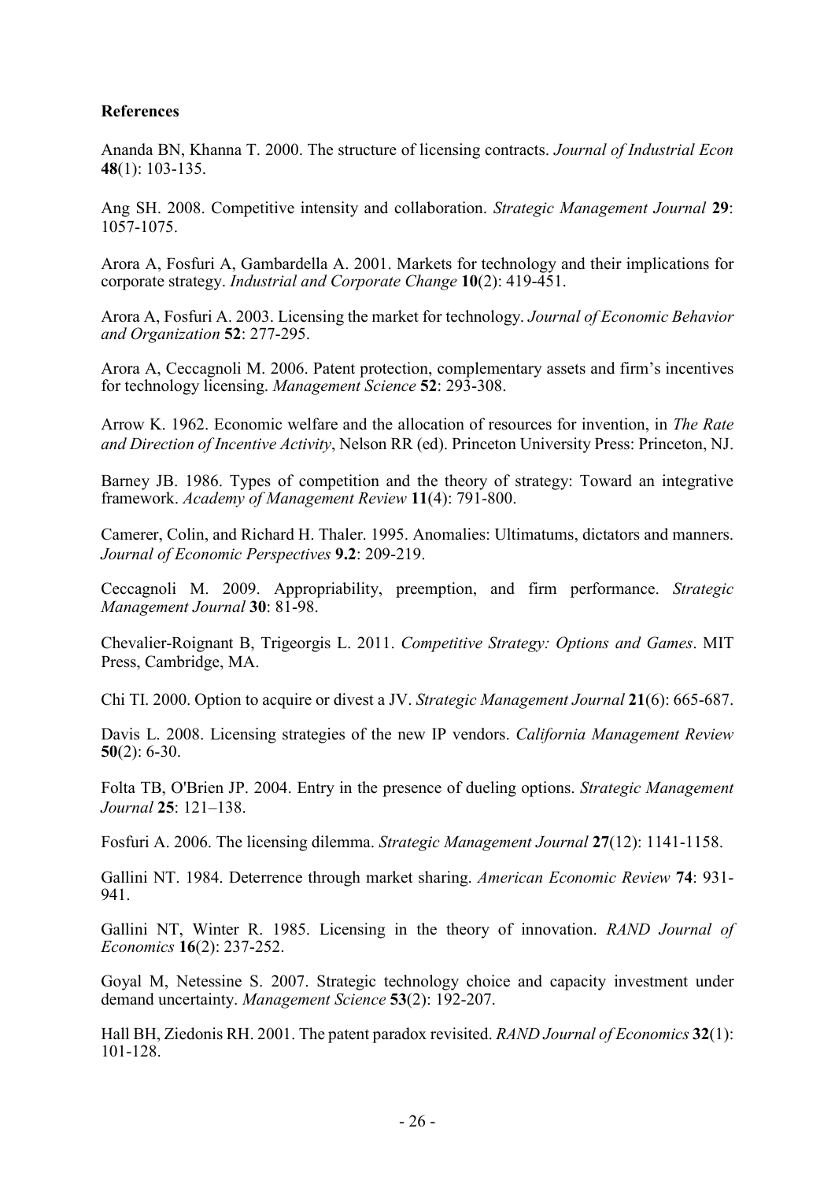**References**

Ananda BN, Khanna T. 2000. The structure of licensing contracts. *Journal of Industrial Econ* **48**(1): 103-135.

Ang SH. 2008. Competitive intensity and collaboration. *Strategic Management Journal* **29**: 1057-1075.

Arora A, Fosfuri A, Gambardella A. 2001. Markets for technology and their implications for corporate strategy. *Industrial and Corporate Change* **10**(2): 419-451.

Arora A, Fosfuri A. 2003. Licensing the market for technology. *Journal of Economic Behavior and Organization* **52**: 277-295.

Arora A, Ceccagnoli M. 2006. Patent protection, complementary assets and firm's incentives for technology licensing. *Management Science* **52**: 293-308.

Arrow K. 1962. Economic welfare and the allocation of resources for invention, in *The Rate and Direction of Incentive Activity*, Nelson RR (ed). Princeton University Press: Princeton, NJ.

Barney JB. 1986. Types of competition and the theory of strategy: Toward an integrative framework. *Academy of Management Review* **11**(4): 791-800.

Camerer, Colin, and Richard H. Thaler. 1995. Anomalies: Ultimatums, dictators and manners. *Journal of Economic Perspectives* **9.2**: 209-219.

Ceccagnoli M. 2009. Appropriability, preemption, and firm performance. *Strategic Management Journal* **30**: 81-98.

Chevalier-Roignant B, Trigeorgis L. 2011. *Competitive Strategy: Options and Games*. MIT Press, Cambridge, MA.

Chi TI. 2000. Option to acquire or divest a JV. *Strategic Management Journal* **21**(6): 665-687.

Davis L. 2008. Licensing strategies of the new IP vendors. *California Management Review* **50**(2): 6-30.

Folta TB, O'Brien JP. 2004. Entry in the presence of dueling options. *Strategic Management Journal* **25**: 121–138.

Fosfuri A. 2006. The licensing dilemma. *Strategic Management Journal* **27**(12): 1141-1158.

Gallini NT. 1984. Deterrence through market sharing. *American Economic Review* **74**: 931-941.

Gallini NT, Winter R. 1985. Licensing in the theory of innovation. *RAND Journal of Economics* **16**(2): 237-252.

Goyal M, Netessine S. 2007. Strategic technology choice and capacity investment under demand uncertainty. *Management Science* **53**(2): 192-207.

Hall BH, Ziedonis RH. 2001. The patent paradox revisited. *RAND Journal of Economics* **32**(1): 101-128.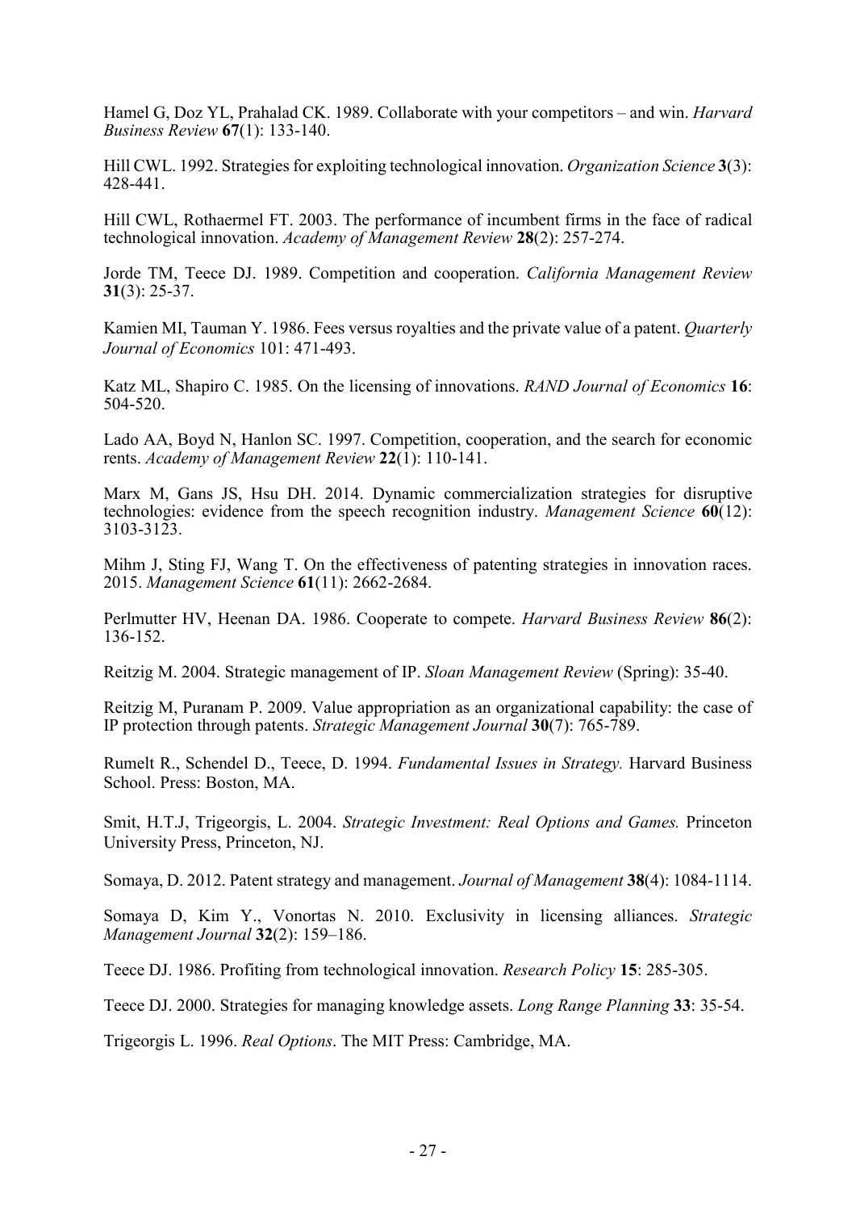Hamel G, Doz YL, Prahalad CK. 1989. Collaborate with your competitors – and win. *Harvard Business Review* **67**(1): 133-140.

Hill CWL. 1992. Strategies for exploiting technological innovation. *Organization Science* **3**(3): 428-441.

Hill CWL, Rothaermel FT. 2003. The performance of incumbent firms in the face of radical technological innovation. *Academy of Management Review* **28**(2): 257-274.

Jorde TM, Teece DJ. 1989. Competition and cooperation. *California Management Review* **31**(3): 25-37.

Kamien MI, Tauman Y. 1986. Fees versus royalties and the private value of a patent. *Quarterly Journal of Economics* 101: 471-493.

Katz ML, Shapiro C. 1985. On the licensing of innovations. *RAND Journal of Economics* **16**: 504-520.

Lado AA, Boyd N, Hanlon SC. 1997. Competition, cooperation, and the search for economic rents. *Academy of Management Review* **22**(1): 110-141.

Marx M, Gans JS, Hsu DH. 2014. Dynamic commercialization strategies for disruptive technologies: evidence from the speech recognition industry. *Management Science* **60**(12): 3103-3123.

Mihm J, Sting FJ, Wang T. On the effectiveness of patenting strategies in innovation races. 2015. *Management Science* **61**(11): 2662-2684.

Perlmutter HV, Heenan DA. 1986. Cooperate to compete. *Harvard Business Review* **86**(2): 136-152.

Reitzig M. 2004. Strategic management of IP. *Sloan Management Review* (Spring): 35-40.

Reitzig M, Puranam P. 2009. Value appropriation as an organizational capability: the case of IP protection through patents. *Strategic Management Journal* **30**(7): 765-789.

Rumelt R., Schendel D., Teece, D. 1994. *Fundamental Issues in Strategy.* Harvard Business School. Press: Boston, MA.

Smit, H.T.J, Trigeorgis, L. 2004. *Strategic Investment: Real Options and Games.* Princeton University Press, Princeton, NJ.

Somaya, D. 2012. Patent strategy and management. *Journal of Management* **38**(4): 1084-1114.

Somaya D, Kim Y., Vonortas N. 2010. Exclusivity in licensing alliances. *Strategic Management Journal* **32**(2): 159–186.

Teece DJ. 1986. Profiting from technological innovation. *Research Policy* **15**: 285-305.

Teece DJ. 2000. Strategies for managing knowledge assets. *Long Range Planning* **33**: 35-54.

Trigeorgis L. 1996. *Real Options*. The MIT Press: Cambridge, MA.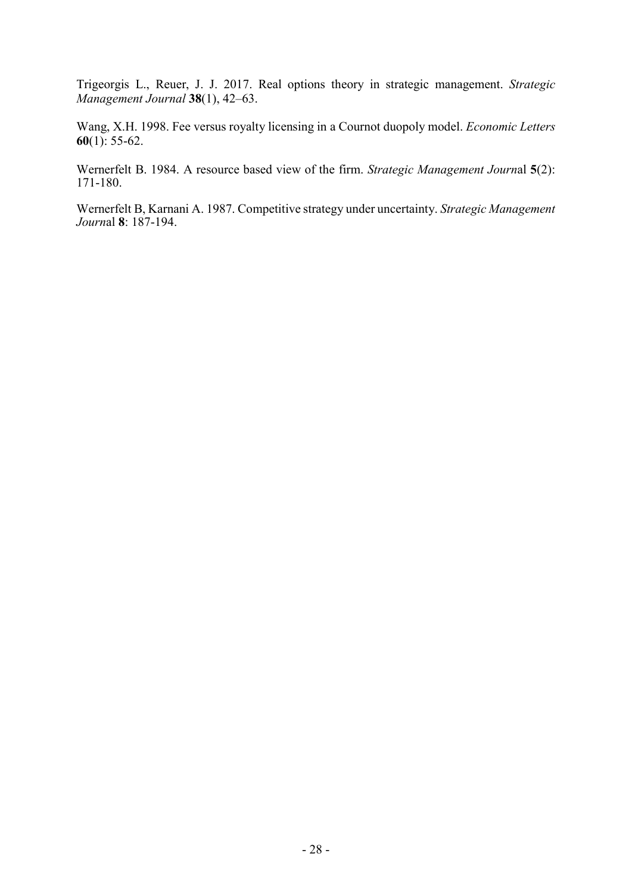Trigeorgis L., Reuer, J. J. 2017. Real options theory in strategic management. *Strategic Management Journal* **38**(1), 42–63.

Wang, X.H. 1998. Fee versus royalty licensing in a Cournot duopoly model. *Economic Letters* **60**(1): 55-62.

Wernerfelt B. 1984. A resource based view of the firm. *Strategic Management Journ*al **5**(2): 171-180.

Wernerfelt B, Karnani A. 1987. Competitive strategy under uncertainty. *Strategic Management Journ*al **8**: 187-194.